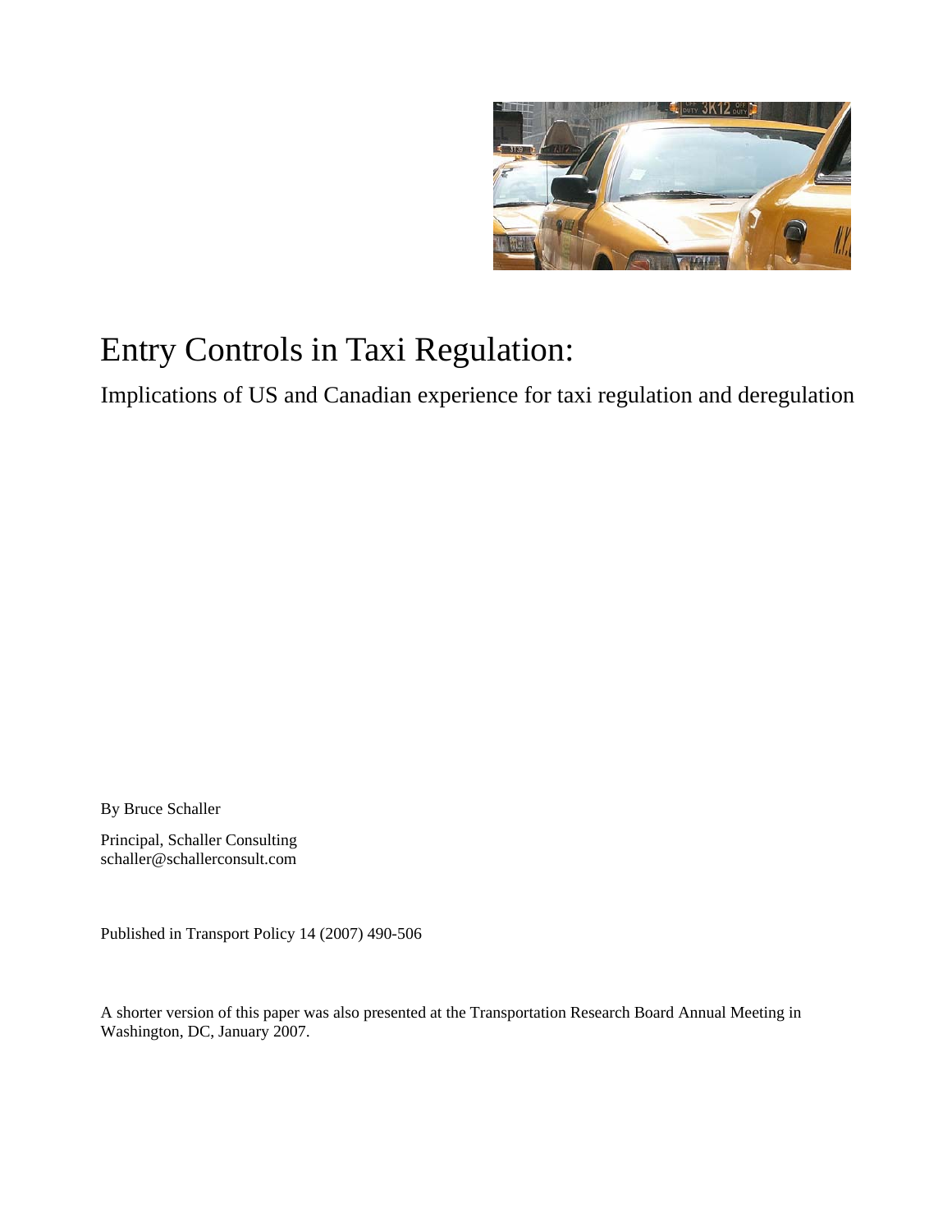# Entry Controls in Taxi Regulation:

Implications of US and Canadian experience for taxi regulation and deregulation

By Bruce Schaller

Principal, Schaller Consulting
schaller@schallerconsult.com

Published in Transport Policy 14 (2007) 490-506

A shorter version of this paper was also presented at the Transportation Research Board Annual Meeting in Washington, DC, January 2007.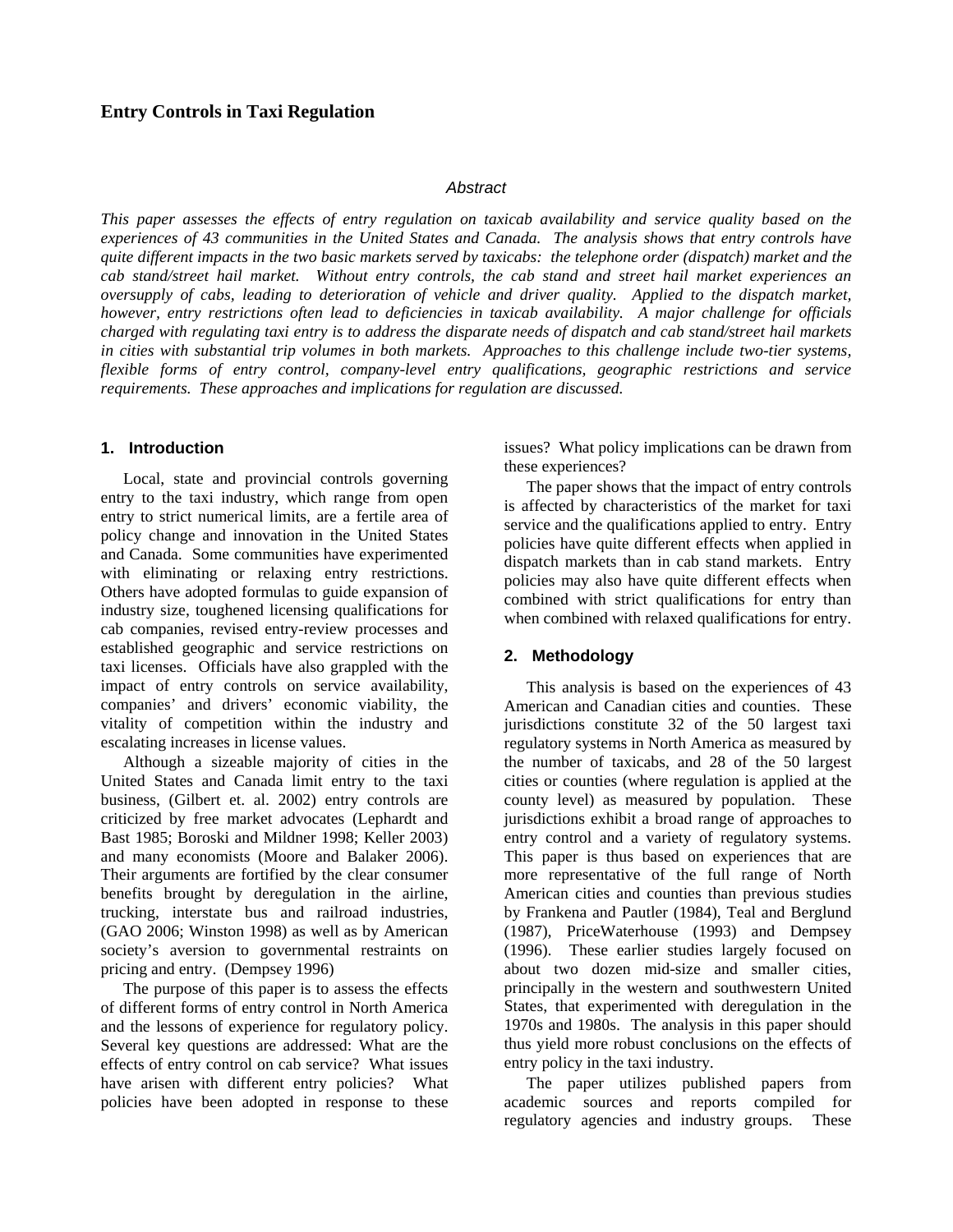# Entry Controls in Taxi Regulation

*Abstract*

*This paper assesses the effects of entry regulation on taxicab availability and service quality based on the experiences of 43 communities in the United States and Canada. The analysis shows that entry controls have quite different impacts in the two basic markets served by taxicabs: the telephone order (dispatch) market and the cab stand/street hail market. Without entry controls, the cab stand and street hail market experiences an oversupply of cabs, leading to deterioration of vehicle and driver quality. Applied to the dispatch market, however, entry restrictions often lead to deficiencies in taxicab availability. A major challenge for officials charged with regulating taxi entry is to address the disparate needs of dispatch and cab stand/street hail markets in cities with substantial trip volumes in both markets. Approaches to this challenge include two-tier systems, flexible forms of entry control, company-level entry qualifications, geographic restrictions and service requirements. These approaches and implications for regulation are discussed.*

## 1. Introduction

Local, state and provincial controls governing entry to the taxi industry, which range from open entry to strict numerical limits, are a fertile area of policy change and innovation in the United States and Canada. Some communities have experimented with eliminating or relaxing entry restrictions. Others have adopted formulas to guide expansion of industry size, toughened licensing qualifications for cab companies, revised entry-review processes and established geographic and service restrictions on taxi licenses. Officials have also grappled with the impact of entry controls on service availability, companies' and drivers' economic viability, the vitality of competition within the industry and escalating increases in license values.

Although a sizeable majority of cities in the United States and Canada limit entry to the taxi business, (Gilbert et. al. 2002) entry controls are criticized by free market advocates (Lephardt and Bast 1985; Boroski and Mildner 1998; Keller 2003) and many economists (Moore and Balaker 2006). Their arguments are fortified by the clear consumer benefits brought by deregulation in the airline, trucking, interstate bus and railroad industries, (GAO 2006; Winston 1998) as well as by American society's aversion to governmental restraints on pricing and entry. (Dempsey 1996)

The purpose of this paper is to assess the effects of different forms of entry control in North America and the lessons of experience for regulatory policy. Several key questions are addressed: What are the effects of entry control on cab service? What issues have arisen with different entry policies? What policies have been adopted in response to these issues? What policy implications can be drawn from these experiences?

The paper shows that the impact of entry controls is affected by characteristics of the market for taxi service and the qualifications applied to entry. Entry policies have quite different effects when applied in dispatch markets than in cab stand markets. Entry policies may also have quite different effects when combined with strict qualifications for entry than when combined with relaxed qualifications for entry.

## 2. Methodology

This analysis is based on the experiences of 43 American and Canadian cities and counties. These jurisdictions constitute 32 of the 50 largest taxi regulatory systems in North America as measured by the number of taxicabs, and 28 of the 50 largest cities or counties (where regulation is applied at the county level) as measured by population. These jurisdictions exhibit a broad range of approaches to entry control and a variety of regulatory systems. This paper is thus based on experiences that are more representative of the full range of North American cities and counties than previous studies by Frankena and Pautler (1984), Teal and Berglund (1987), PriceWaterhouse (1993) and Dempsey (1996). These earlier studies largely focused on about two dozen mid-size and smaller cities, principally in the western and southwestern United States, that experimented with deregulation in the 1970s and 1980s. The analysis in this paper should thus yield more robust conclusions on the effects of entry policy in the taxi industry.

The paper utilizes published papers from academic sources and reports compiled for regulatory agencies and industry groups. These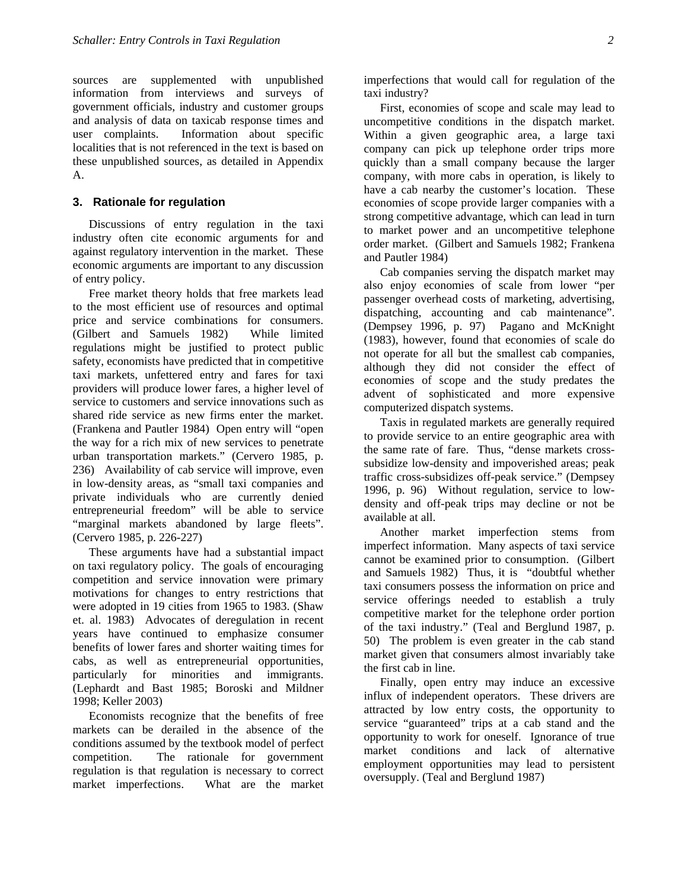sources are supplemented with unpublished information from interviews and surveys of government officials, industry and customer groups and analysis of data on taxicab response times and user complaints. Information about specific localities that is not referenced in the text is based on these unpublished sources, as detailed in Appendix A.

## 3. Rationale for regulation

Discussions of entry regulation in the taxi industry often cite economic arguments for and against regulatory intervention in the market. These economic arguments are important to any discussion of entry policy.

Free market theory holds that free markets lead to the most efficient use of resources and optimal price and service combinations for consumers. (Gilbert and Samuels 1982) While limited regulations might be justified to protect public safety, economists have predicted that in competitive taxi markets, unfettered entry and fares for taxi providers will produce lower fares, a higher level of service to customers and service innovations such as shared ride service as new firms enter the market. (Frankena and Pautler 1984) Open entry will "open the way for a rich mix of new services to penetrate urban transportation markets." (Cervero 1985, p. 236) Availability of cab service will improve, even in low-density areas, as "small taxi companies and private individuals who are currently denied entrepreneurial freedom" will be able to service "marginal markets abandoned by large fleets". (Cervero 1985, p. 226-227)

These arguments have had a substantial impact on taxi regulatory policy. The goals of encouraging competition and service innovation were primary motivations for changes to entry restrictions that were adopted in 19 cities from 1965 to 1983. (Shaw et. al. 1983) Advocates of deregulation in recent years have continued to emphasize consumer benefits of lower fares and shorter waiting times for cabs, as well as entrepreneurial opportunities, particularly for minorities and immigrants. (Lephardt and Bast 1985; Boroski and Mildner 1998; Keller 2003)

Economists recognize that the benefits of free markets can be derailed in the absence of the conditions assumed by the textbook model of perfect competition. The rationale for government regulation is that regulation is necessary to correct market imperfections. What are the market imperfections that would call for regulation of the taxi industry?

First, economies of scope and scale may lead to uncompetitive conditions in the dispatch market. Within a given geographic area, a large taxi company can pick up telephone order trips more quickly than a small company because the larger company, with more cabs in operation, is likely to have a cab nearby the customer's location. These economies of scope provide larger companies with a strong competitive advantage, which can lead in turn to market power and an uncompetitive telephone order market. (Gilbert and Samuels 1982; Frankena and Pautler 1984)

Cab companies serving the dispatch market may also enjoy economies of scale from lower "per passenger overhead costs of marketing, advertising, dispatching, accounting and cab maintenance". (Dempsey 1996, p. 97) Pagano and McKnight (1983), however, found that economies of scale do not operate for all but the smallest cab companies, although they did not consider the effect of economies of scope and the study predates the advent of sophisticated and more expensive computerized dispatch systems.

Taxis in regulated markets are generally required to provide service to an entire geographic area with the same rate of fare. Thus, "dense markets cross-subsidize low-density and impoverished areas; peak traffic cross-subsidizes off-peak service." (Dempsey 1996, p. 96) Without regulation, service to low-density and off-peak trips may decline or not be available at all.

Another market imperfection stems from imperfect information. Many aspects of taxi service cannot be examined prior to consumption. (Gilbert and Samuels 1982) Thus, it is "doubtful whether taxi consumers possess the information on price and service offerings needed to establish a truly competitive market for the telephone order portion of the taxi industry." (Teal and Berglund 1987, p. 50) The problem is even greater in the cab stand market given that consumers almost invariably take the first cab in line.

Finally, open entry may induce an excessive influx of independent operators. These drivers are attracted by low entry costs, the opportunity to service "guaranteed" trips at a cab stand and the opportunity to work for oneself. Ignorance of true market conditions and lack of alternative employment opportunities may lead to persistent oversupply. (Teal and Berglund 1987)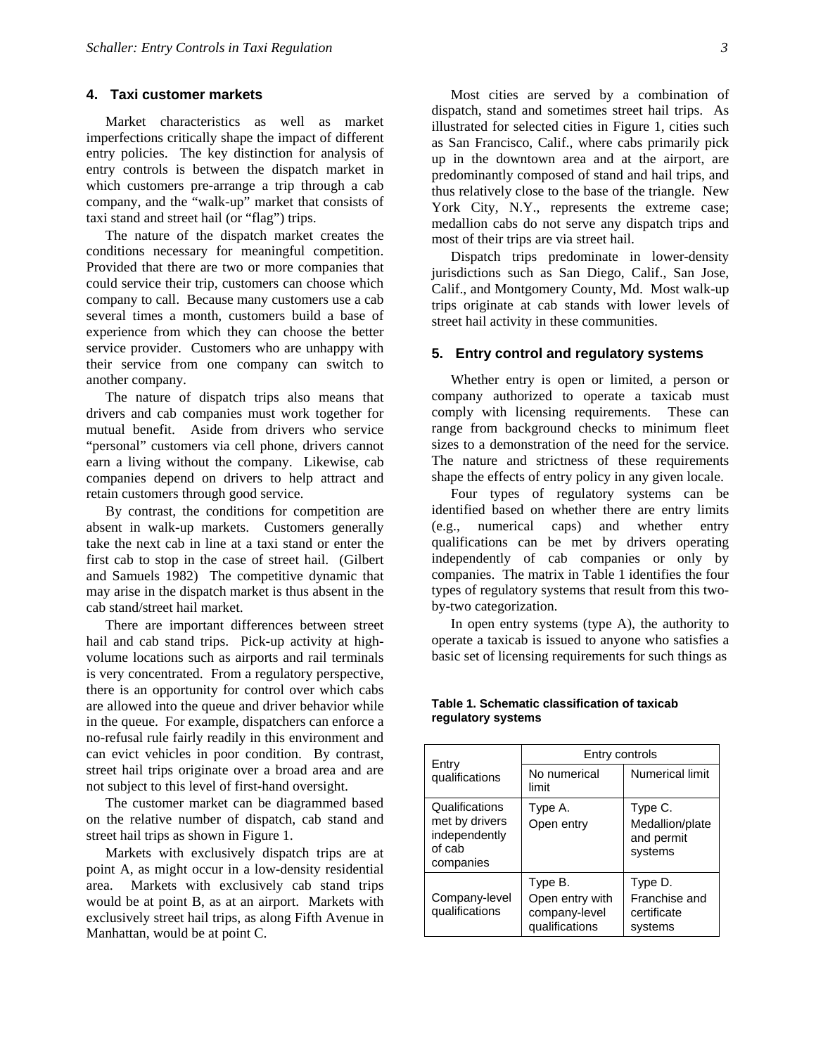## 4. Taxi customer markets

Market characteristics as well as market imperfections critically shape the impact of different entry policies. The key distinction for analysis of entry controls is between the dispatch market in which customers pre-arrange a trip through a cab company, and the "walk-up" market that consists of taxi stand and street hail (or "flag") trips.

The nature of the dispatch market creates the conditions necessary for meaningful competition. Provided that there are two or more companies that could service their trip, customers can choose which company to call. Because many customers use a cab several times a month, customers build a base of experience from which they can choose the better service provider. Customers who are unhappy with their service from one company can switch to another company.

The nature of dispatch trips also means that drivers and cab companies must work together for mutual benefit. Aside from drivers who service "personal" customers via cell phone, drivers cannot earn a living without the company. Likewise, cab companies depend on drivers to help attract and retain customers through good service.

By contrast, the conditions for competition are absent in walk-up markets. Customers generally take the next cab in line at a taxi stand or enter the first cab to stop in the case of street hail. (Gilbert and Samuels 1982) The competitive dynamic that may arise in the dispatch market is thus absent in the cab stand/street hail market.

There are important differences between street hail and cab stand trips. Pick-up activity at high-volume locations such as airports and rail terminals is very concentrated. From a regulatory perspective, there is an opportunity for control over which cabs are allowed into the queue and driver behavior while in the queue. For example, dispatchers can enforce a no-refusal rule fairly readily in this environment and can evict vehicles in poor condition. By contrast, street hail trips originate over a broad area and are not subject to this level of first-hand oversight.

The customer market can be diagrammed based on the relative number of dispatch, cab stand and street hail trips as shown in Figure 1.

Markets with exclusively dispatch trips are at point A, as might occur in a low-density residential area. Markets with exclusively cab stand trips would be at point B, as at an airport. Markets with exclusively street hail trips, as along Fifth Avenue in Manhattan, would be at point C.

Most cities are served by a combination of dispatch, stand and sometimes street hail trips. As illustrated for selected cities in Figure 1, cities such as San Francisco, Calif., where cabs primarily pick up in the downtown area and at the airport, are predominantly composed of stand and hail trips, and thus relatively close to the base of the triangle. New York City, N.Y., represents the extreme case; medallion cabs do not serve any dispatch trips and most of their trips are via street hail.

Dispatch trips predominate in lower-density jurisdictions such as San Diego, Calif., San Jose, Calif., and Montgomery County, Md. Most walk-up trips originate at cab stands with lower levels of street hail activity in these communities.

## 5. Entry control and regulatory systems

Whether entry is open or limited, a person or company authorized to operate a taxicab must comply with licensing requirements. These can range from background checks to minimum fleet sizes to a demonstration of the need for the service. The nature and strictness of these requirements shape the effects of entry policy in any given locale.

Four types of regulatory systems can be identified based on whether there are entry limits (e.g., numerical caps) and whether entry qualifications can be met by drivers operating independently of cab companies or only by companies. The matrix in Table 1 identifies the four types of regulatory systems that result from this two-by-two categorization.

In open entry systems (type A), the authority to operate a taxicab is issued to anyone who satisfies a basic set of licensing requirements for such things as

**Table 1. Schematic classification of taxicab regulatory systems**

| Entry qualifications | Entry controls | |
|---|---|---|
| | No numerical limit | Numerical limit |
| Qualifications met by drivers independently of cab companies | Type A. Open entry | Type C. Medallion/plate and permit systems |
| Company-level qualifications | Type B. Open entry with company-level qualifications | Type D. Franchise and certificate systems |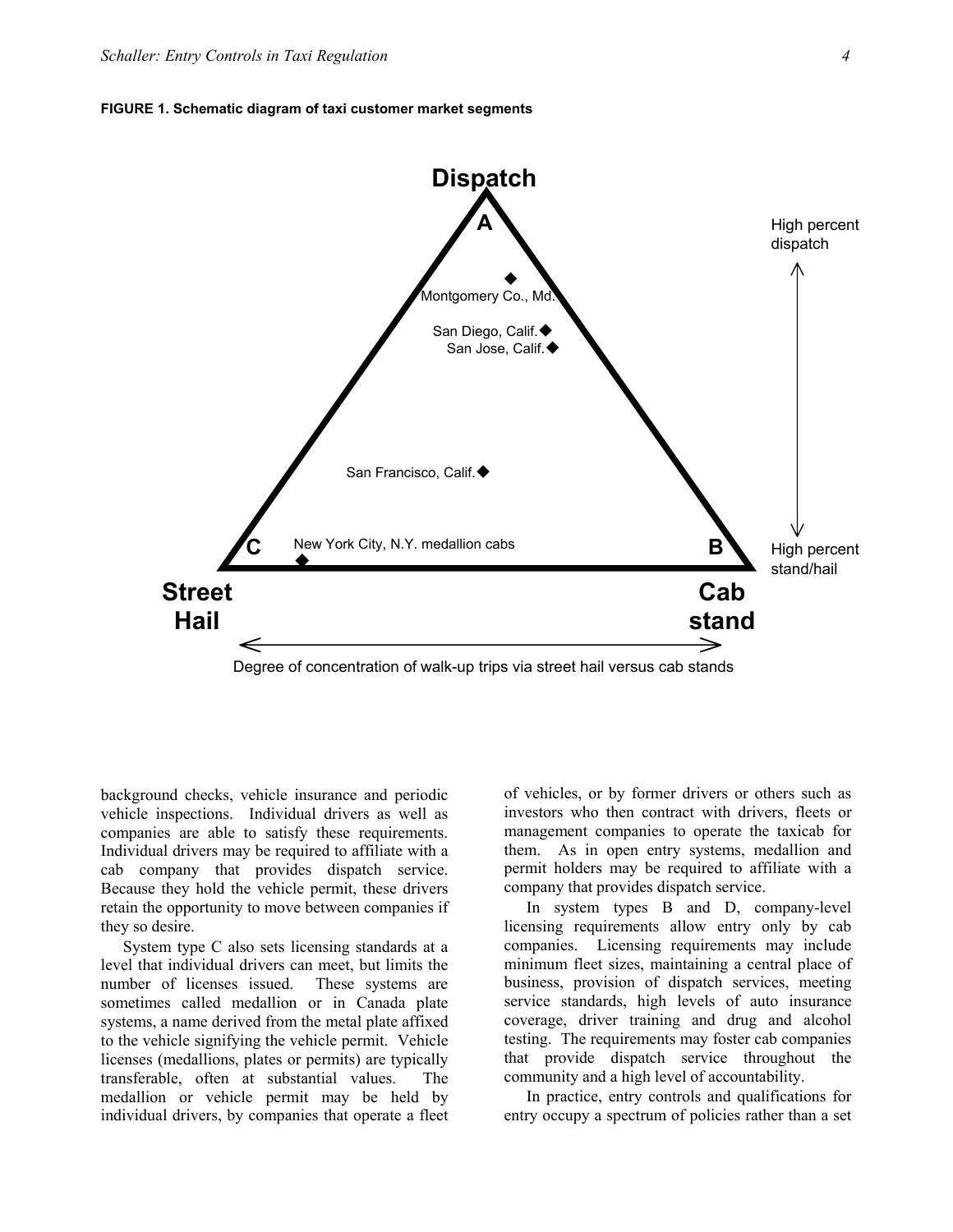**FIGURE 1. Schematic diagram of taxi customer market segments**

Dispatch

A

Montgomery Co., Md.

San Diego, Calif.

San Jose, Calif.

San Francisco, Calif.

New York City, N.Y. medallion cabs

C

B

Street Hail

Cab stand

High percent dispatch

High percent stand/hail

Degree of concentration of walk-up trips via street hail versus cab stands

background checks, vehicle insurance and periodic vehicle inspections. Individual drivers as well as companies are able to satisfy these requirements. Individual drivers may be required to affiliate with a cab company that provides dispatch service. Because they hold the vehicle permit, these drivers retain the opportunity to move between companies if they so desire.

System type C also sets licensing standards at a level that individual drivers can meet, but limits the number of licenses issued. These systems are sometimes called medallion or in Canada plate systems, a name derived from the metal plate affixed to the vehicle signifying the vehicle permit. Vehicle licenses (medallions, plates or permits) are typically transferable, often at substantial values. The medallion or vehicle permit may be held by individual drivers, by companies that operate a fleet of vehicles, or by former drivers or others such as investors who then contract with drivers, fleets or management companies to operate the taxicab for them. As in open entry systems, medallion and permit holders may be required to affiliate with a company that provides dispatch service.

In system types B and D, company-level licensing requirements allow entry only by cab companies. Licensing requirements may include minimum fleet sizes, maintaining a central place of business, provision of dispatch services, meeting service standards, high levels of auto insurance coverage, driver training and drug and alcohol testing. The requirements may foster cab companies that provide dispatch service throughout the community and a high level of accountability.

In practice, entry controls and qualifications for entry occupy a spectrum of policies rather than a set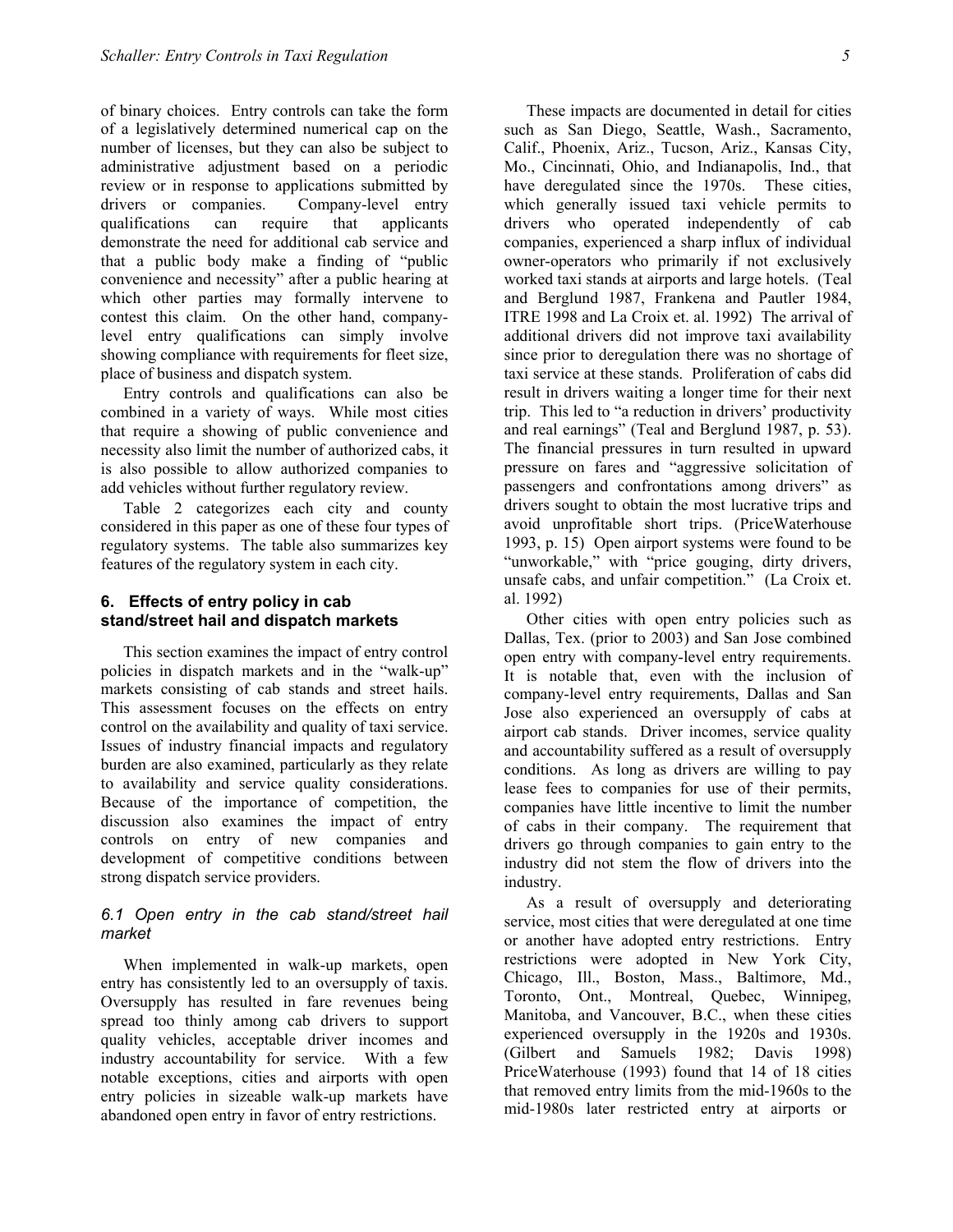of binary choices. Entry controls can take the form of a legislatively determined numerical cap on the number of licenses, but they can also be subject to administrative adjustment based on a periodic review or in response to applications submitted by drivers or companies. Company-level entry qualifications can require that applicants demonstrate the need for additional cab service and that a public body make a finding of "public convenience and necessity" after a public hearing at which other parties may formally intervene to contest this claim. On the other hand, company-level entry qualifications can simply involve showing compliance with requirements for fleet size, place of business and dispatch system.

Entry controls and qualifications can also be combined in a variety of ways. While most cities that require a showing of public convenience and necessity also limit the number of authorized cabs, it is also possible to allow authorized companies to add vehicles without further regulatory review.

Table 2 categorizes each city and county considered in this paper as one of these four types of regulatory systems. The table also summarizes key features of the regulatory system in each city.

## 6. Effects of entry policy in cab stand/street hail and dispatch markets

This section examines the impact of entry control policies in dispatch markets and in the "walk-up" markets consisting of cab stands and street hails. This assessment focuses on the effects on entry control on the availability and quality of taxi service. Issues of industry financial impacts and regulatory burden are also examined, particularly as they relate to availability and service quality considerations. Because of the importance of competition, the discussion also examines the impact of entry controls on entry of new companies and development of competitive conditions between strong dispatch service providers.

### *6.1 Open entry in the cab stand/street hail market*

When implemented in walk-up markets, open entry has consistently led to an oversupply of taxis. Oversupply has resulted in fare revenues being spread too thinly among cab drivers to support quality vehicles, acceptable driver incomes and industry accountability for service. With a few notable exceptions, cities and airports with open entry policies in sizeable walk-up markets have abandoned open entry in favor of entry restrictions.

These impacts are documented in detail for cities such as San Diego, Seattle, Wash., Sacramento, Calif., Phoenix, Ariz., Tucson, Ariz., Kansas City, Mo., Cincinnati, Ohio, and Indianapolis, Ind., that have deregulated since the 1970s. These cities, which generally issued taxi vehicle permits to drivers who operated independently of cab companies, experienced a sharp influx of individual owner-operators who primarily if not exclusively worked taxi stands at airports and large hotels. (Teal and Berglund 1987, Frankena and Pautler 1984, ITRE 1998 and La Croix et. al. 1992) The arrival of additional drivers did not improve taxi availability since prior to deregulation there was no shortage of taxi service at these stands. Proliferation of cabs did result in drivers waiting a longer time for their next trip. This led to "a reduction in drivers' productivity and real earnings" (Teal and Berglund 1987, p. 53). The financial pressures in turn resulted in upward pressure on fares and "aggressive solicitation of passengers and confrontations among drivers" as drivers sought to obtain the most lucrative trips and avoid unprofitable short trips. (PriceWaterhouse 1993, p. 15) Open airport systems were found to be "unworkable," with "price gouging, dirty drivers, unsafe cabs, and unfair competition." (La Croix et. al. 1992)

Other cities with open entry policies such as Dallas, Tex. (prior to 2003) and San Jose combined open entry with company-level entry requirements. It is notable that, even with the inclusion of company-level entry requirements, Dallas and San Jose also experienced an oversupply of cabs at airport cab stands. Driver incomes, service quality and accountability suffered as a result of oversupply conditions. As long as drivers are willing to pay lease fees to companies for use of their permits, companies have little incentive to limit the number of cabs in their company. The requirement that drivers go through companies to gain entry to the industry did not stem the flow of drivers into the industry.

As a result of oversupply and deteriorating service, most cities that were deregulated at one time or another have adopted entry restrictions. Entry restrictions were adopted in New York City, Chicago, Ill., Boston, Mass., Baltimore, Md., Toronto, Ont., Montreal, Quebec, Winnipeg, Manitoba, and Vancouver, B.C., when these cities experienced oversupply in the 1920s and 1930s. (Gilbert and Samuels 1982; Davis 1998) PriceWaterhouse (1993) found that 14 of 18 cities that removed entry limits from the mid-1960s to the mid-1980s later restricted entry at airports or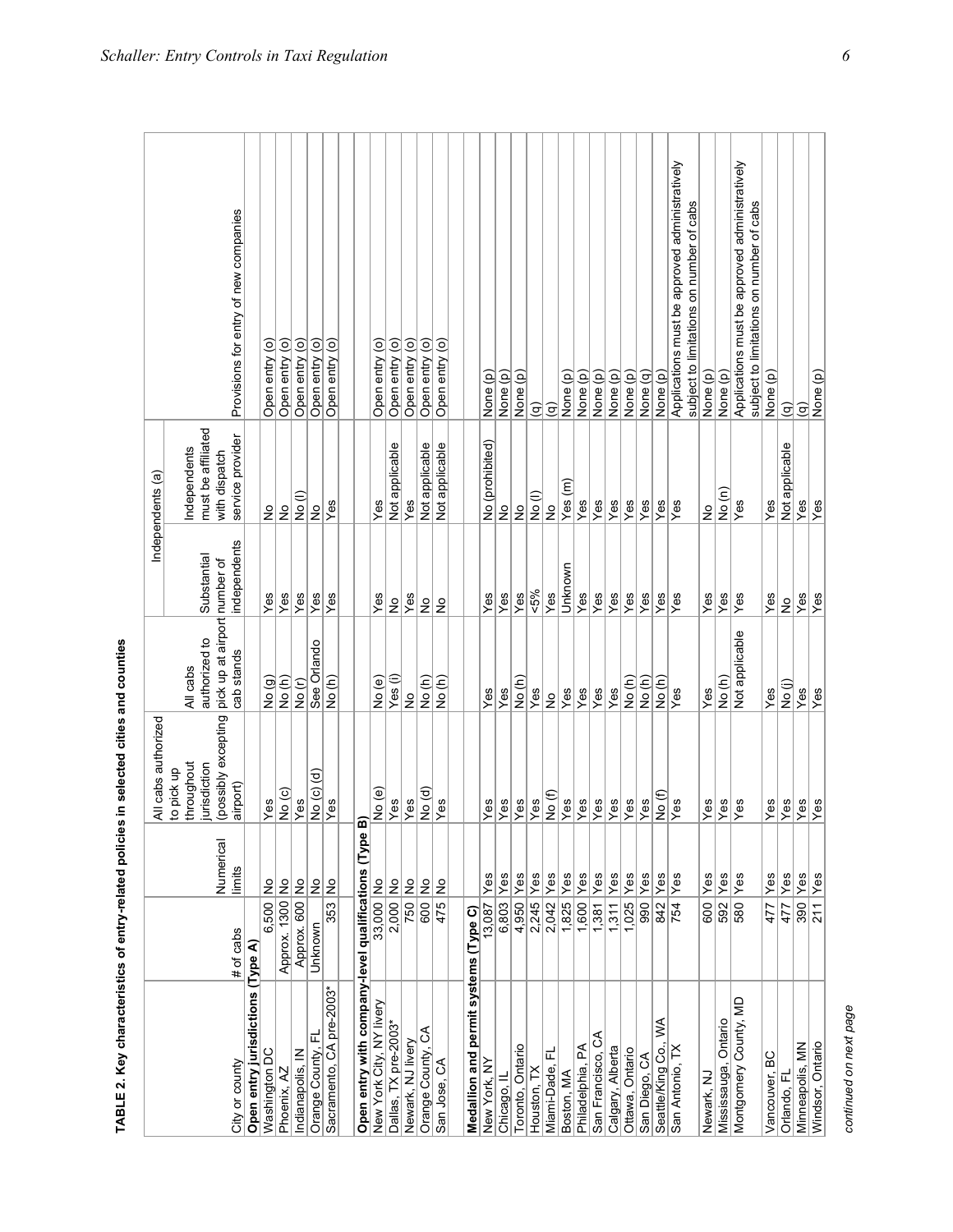**TABLE 2. Key characteristics of entry-related policies in selected cities and counties**

| City or county | # of cabs | Numerical limits | All cabs authorized to pick up throughout jurisdiction (possibly excepting airport) | All cabs authorized to pick up at airport cab stands | Independents (a) | | Provisions for entry of new companies |
|---|---|---|---|---|---|---|---|
| | | | | | Substantial number of independents | Independents must be affiliated with dispatch service provider | |
| **Open entry jurisdictions (Type A)** | | | | | | | |
| Washington DC | 6,500 | No | Yes | No (g) | Yes | No | Open entry (o) |
| Phoenix, AZ | Approx. 1300 | No | No (c) | No (h) | Yes | No | Open entry (o) |
| Indianapolis, IN | Approx. 600 | No | Yes | No (r) | Yes | No (l) | Open entry (o) |
| Orange County, FL | Unknown | No | No (c) (d) | See Orlando | Yes | No | Open entry (o) |
| Sacramento, CA pre-2003* | 353 | No | Yes | No (h) | Yes | Yes | Open entry (o) |
| **Open entry with company-level qualifications (Type B)** | | | | | | | |
| New York City, NY livery | 33,000 | No | No (e) | No (e) | Yes | Yes | Open entry (o) |
| Dallas, TX pre-2003* | 2,000 | No | Yes | Yes (i) | No | Not applicable | Open entry (o) |
| Newark, NJ livery | 750 | No | Yes | No | Yes | Yes | Open entry (o) |
| Orange County, CA | 600 | No | No (d) | No (h) | No | Not applicable | Open entry (o) |
| San Jose, CA | 475 | No | Yes | No (h) | No | Not applicable | Open entry (o) |
| **Medallion and permit systems (Type C)** | | | | | | | |
| New York, NY | 13,087 | Yes | Yes | Yes | Yes | No (prohibited) | None (p) |
| Chicago, IL | 6,803 | Yes | Yes | Yes | Yes | No | None (p) |
| Toronto, Ontario | 4,950 | Yes | Yes | No (h) | Yes | No | None (p) |
| Houston, TX | 2,245 | Yes | Yes | Yes | <5% | No (l) | (q) |
| Miami-Dade, FL | 2,042 | Yes | No (f) | No | Yes | No | (q) |
| Boston, MA | 1,825 | Yes | Yes | Yes | Unknown | Yes (m) | None (p) |
| Philadelphia, PA | 1,600 | Yes | Yes | Yes | Yes | Yes | None (p) |
| San Francisco, CA | 1,381 | Yes | Yes | Yes | Yes | Yes | None (p) |
| Calgary, Alberta | 1,311 | Yes | Yes | Yes | Yes | Yes | None (p) |
| Ottawa, Ontario | 1,025 | Yes | Yes | No (h) | Yes | Yes | None (p) |
| San Diego, CA | 990 | Yes | Yes | No (h) | Yes | Yes | None (q) |
| Seattle/King Co., WA | 842 | Yes | No (f) | No (h) | Yes | Yes | None (p) |
| San Antonio, TX | 754 | Yes | Yes | Yes | Yes | Yes | Applications must be approved administratively subject to limitations on number of cabs |
| Newark, NJ | 600 | Yes | Yes | Yes | Yes | No | None (p) |
| Mississauga, Ontario | 592 | Yes | Yes | No (h) | Yes | No (n) | None (p) |
| Montgomery County, MD | 580 | Yes | Yes | Not applicable | Yes | Yes | Applications must be approved administratively subject to limitations on number of cabs |
| Vancouver, BC | 477 | Yes | Yes | Yes | Yes | Yes | None (p) |
| Orlando, FL | 477 | Yes | Yes | No (j) | No | Not applicable | (q) |
| Minneapolis, MN | 390 | Yes | Yes | Yes | Yes | Yes | (q) |
| Windsor, Ontario | 211 | Yes | Yes | Yes | Yes | Yes | None (p) |

*continued on next page*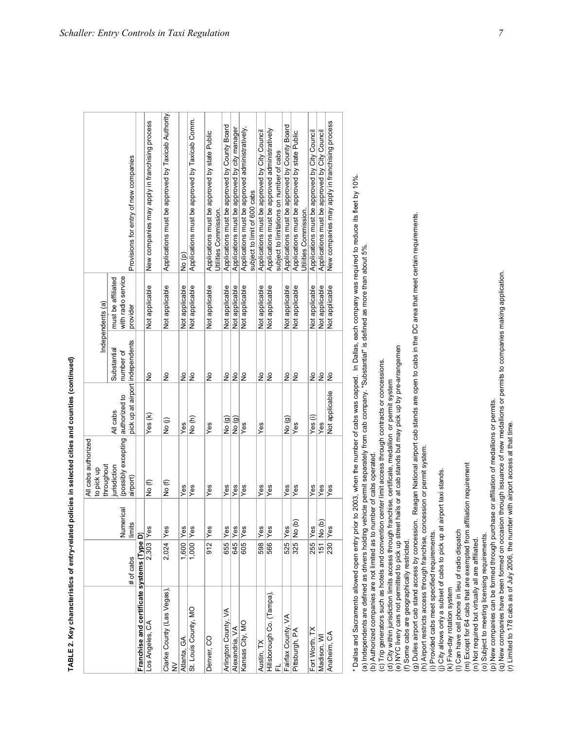**TABLE 2. Key characteristics of entry-related policies in selected cities and counties (continued)**

| | # of cabs | Numerical limits | All cabs authorized to pick up throughout jurisdiction (possibly excepting airport) | All cabs authorized to pick up at airport | Independents (a) | | Provisions for entry of new companies |
|---|---|---|---|---|---|---|---|
| | | | | | Substantial number of independents | must be affiliated with radio service provider | |
| **Franchise and certificate systems (Type D)** | | | | | | | |
| Los Angeles, CA | 2,303 | Yes | No (f) | Yes (k) | No | Not applicable | New companies may apply in franchising process |
| Clarke County (Las Vegas), NV | 2,024 | Yes | No (f) | No (j) | No | Not applicable | Applications must be approved by Taxicab Authority |
| Atlanta, GA | 1,600 | Yes | Yes | Yes | No | Not applicable | No (p) |
| St. Louis County, MO | 1,000 | Yes | Yes | No (h) | No | Not applicable | Applications must be approved by Taxicab Comm. |
| Denver, CO | 912 | Yes | Yes | Yes | No | Not applicable | Applications must be approved by state Public Utilities Commission. |
| Arlington County, VA | 655 | Yes | Yes | No (g) | No | Not applicable | Applications must be approved by County Board |
| Alexandria, VA | 645 | Yes | Yes | No (g) | No | Not applicable | Applications must be approved by city manager |
| Kansas City, MO | 605 | Yes | Yes | Yes | No | Not applicable | Applications must be approved administratively, subject to limit of 600 cabs |
| Austin, TX | 598 | Yes | Yes | Yes | No | Not applicable | Applications must be approved by City Council |
| Hillsborough Co. (Tampa), FL | 566 | Yes | Yes | | No | Not applicable | Applications must be approved administratively subject to limitations on number of cabs |
| Fairfax County, VA | 525 | Yes | Yes | No (g) | No | Not applicable | Applications must be approved by County Board |
| Pittsburgh, PA | 325 | No (b) | Yes | Yes | No | Not applicable | Applications must be approved by state Public Utilities Commission. |
| Fort Worth, TX | 255 | Yes | Yes | Yes (i) | No | Not applicable | Applications must be approved by City Council |
| Madison, WI | 151 | No (b) | Yes | Yes | No | Not applicable | Applications must be approved by City Council |
| Anaheim, CA | 230 | Yes | Yes | Not applicable | No | Not applicable | New companies may apply in franchising process |

\* Dallas and Sacramento allowed open entry prior to 2003, when the number of cabs was capped. In Dallas, each company was required to reduce its fleet by 10%.
(a) Independents are defined as drivers holding vehicle permit separately from cab company. "Substantial" is defined as more than about 5%.
(b) Authorized companies are not limited as to number of cabs operated.
(c) Trip generators such as hotels and convention center limit access through contracts or concessions.
(d) City within jurisdiction limits access through franchise, certificate, medallion or permit system
(e) NYC livery cars not permitted to pick up street hails or at cab stands but may pick up by pre-arrangemen
(f) Some cabs are geographically restricted.
(g) Dulles airport cab stand access by concession. Reagan National airport cab stands are open to cabs in the DC area that meet certain requirements.
(h) Airport restricts access through franchise, concession or permit system.
(i) Provided cabs meet specified requirements.
(j) City allows only a subset of cabs to pick up at airport taxi stands.
(k) Five-day rotation system
(l) Can have cell phone in lieu of radio dispatch
(m) Except for 64 cabs that are exempted from affiliation requirement
(n) Not required but virtually all are affiliated.
(o) Subject to meeting licensing requirements.
(p) New companies can be formed through purchase or affiliation of medallions or permits.
(q) New companies have been formed on occasion through issuance of new medallions or permits to companies making application.
(r) Limited to 178 cabs as of July 2006, the number with airport access at that time.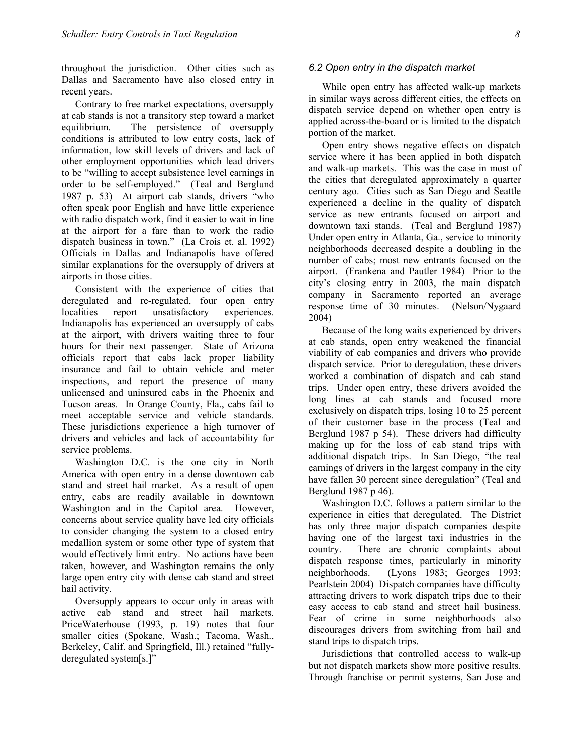throughout the jurisdiction. Other cities such as Dallas and Sacramento have also closed entry in recent years.

Contrary to free market expectations, oversupply at cab stands is not a transitory step toward a market equilibrium. The persistence of oversupply conditions is attributed to low entry costs, lack of information, low skill levels of drivers and lack of other employment opportunities which lead drivers to be "willing to accept subsistence level earnings in order to be self-employed." (Teal and Berglund 1987 p. 53) At airport cab stands, drivers "who often speak poor English and have little experience with radio dispatch work, find it easier to wait in line at the airport for a fare than to work the radio dispatch business in town." (La Crois et. al. 1992) Officials in Dallas and Indianapolis have offered similar explanations for the oversupply of drivers at airports in those cities.

Consistent with the experience of cities that deregulated and re-regulated, four open entry localities report unsatisfactory experiences. Indianapolis has experienced an oversupply of cabs at the airport, with drivers waiting three to four hours for their next passenger. State of Arizona officials report that cabs lack proper liability insurance and fail to obtain vehicle and meter inspections, and report the presence of many unlicensed and uninsured cabs in the Phoenix and Tucson areas. In Orange County, Fla., cabs fail to meet acceptable service and vehicle standards. These jurisdictions experience a high turnover of drivers and vehicles and lack of accountability for service problems.

Washington D.C. is the one city in North America with open entry in a dense downtown cab stand and street hail market. As a result of open entry, cabs are readily available in downtown Washington and in the Capitol area. However, concerns about service quality have led city officials to consider changing the system to a closed entry medallion system or some other type of system that would effectively limit entry. No actions have been taken, however, and Washington remains the only large open entry city with dense cab stand and street hail activity.

Oversupply appears to occur only in areas with active cab stand and street hail markets. PriceWaterhouse (1993, p. 19) notes that four smaller cities (Spokane, Wash.; Tacoma, Wash., Berkeley, Calif. and Springfield, Ill.) retained "fully-deregulated system[s.]"

### *6.2 Open entry in the dispatch market*

While open entry has affected walk-up markets in similar ways across different cities, the effects on dispatch service depend on whether open entry is applied across-the-board or is limited to the dispatch portion of the market.

Open entry shows negative effects on dispatch service where it has been applied in both dispatch and walk-up markets. This was the case in most of the cities that deregulated approximately a quarter century ago. Cities such as San Diego and Seattle experienced a decline in the quality of dispatch service as new entrants focused on airport and downtown taxi stands. (Teal and Berglund 1987) Under open entry in Atlanta, Ga., service to minority neighborhoods decreased despite a doubling in the number of cabs; most new entrants focused on the airport. (Frankena and Pautler 1984) Prior to the city's closing entry in 2003, the main dispatch company in Sacramento reported an average response time of 30 minutes. (Nelson/Nygaard 2004)

Because of the long waits experienced by drivers at cab stands, open entry weakened the financial viability of cab companies and drivers who provide dispatch service. Prior to deregulation, these drivers worked a combination of dispatch and cab stand trips. Under open entry, these drivers avoided the long lines at cab stands and focused more exclusively on dispatch trips, losing 10 to 25 percent of their customer base in the process (Teal and Berglund 1987 p 54). These drivers had difficulty making up for the loss of cab stand trips with additional dispatch trips. In San Diego, "the real earnings of drivers in the largest company in the city have fallen 30 percent since deregulation" (Teal and Berglund 1987 p 46).

Washington D.C. follows a pattern similar to the experience in cities that deregulated. The District has only three major dispatch companies despite having one of the largest taxi industries in the country. There are chronic complaints about dispatch response times, particularly in minority neighborhoods. (Lyons 1983; Georges 1993; Pearlstein 2004) Dispatch companies have difficulty attracting drivers to work dispatch trips due to their easy access to cab stand and street hail business. Fear of crime in some neighborhoods also discourages drivers from switching from hail and stand trips to dispatch trips.

Jurisdictions that controlled access to walk-up but not dispatch markets show more positive results. Through franchise or permit systems, San Jose and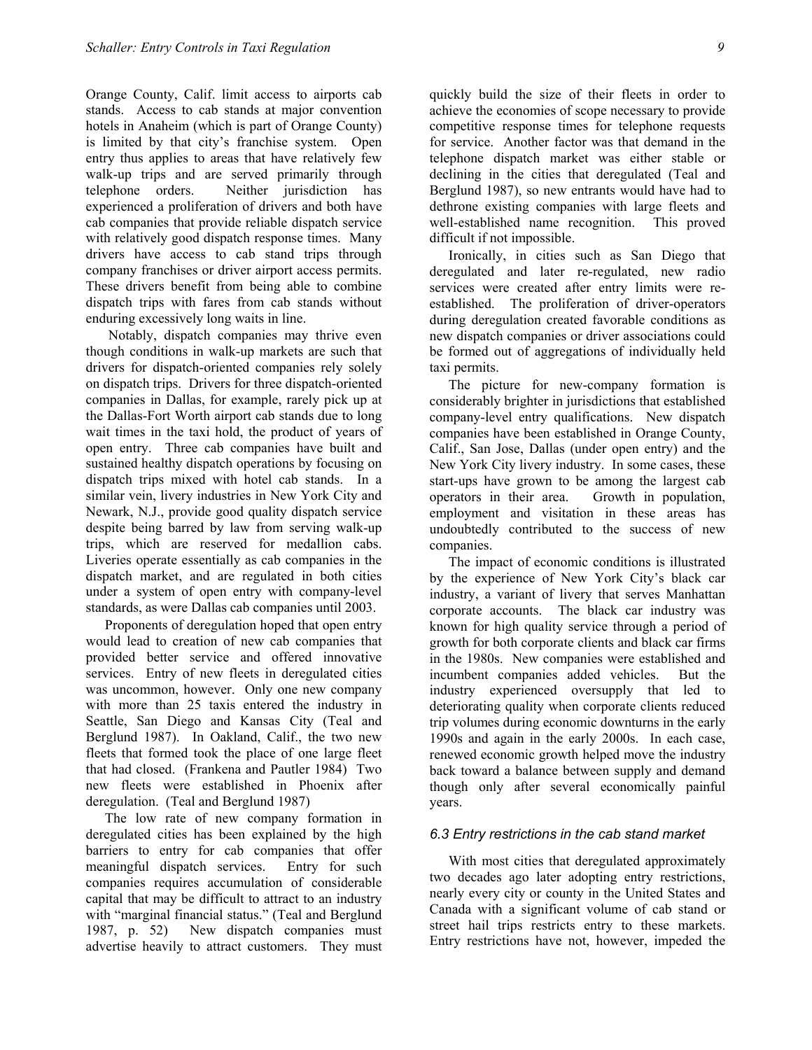Orange County, Calif. limit access to airports cab stands. Access to cab stands at major convention hotels in Anaheim (which is part of Orange County) is limited by that city's franchise system. Open entry thus applies to areas that have relatively few walk-up trips and are served primarily through telephone orders. Neither jurisdiction has experienced a proliferation of drivers and both have cab companies that provide reliable dispatch service with relatively good dispatch response times. Many drivers have access to cab stand trips through company franchises or driver airport access permits. These drivers benefit from being able to combine dispatch trips with fares from cab stands without enduring excessively long waits in line.

Notably, dispatch companies may thrive even though conditions in walk-up markets are such that drivers for dispatch-oriented companies rely solely on dispatch trips. Drivers for three dispatch-oriented companies in Dallas, for example, rarely pick up at the Dallas-Fort Worth airport cab stands due to long wait times in the taxi hold, the product of years of open entry. Three cab companies have built and sustained healthy dispatch operations by focusing on dispatch trips mixed with hotel cab stands. In a similar vein, livery industries in New York City and Newark, N.J., provide good quality dispatch service despite being barred by law from serving walk-up trips, which are reserved for medallion cabs. Liveries operate essentially as cab companies in the dispatch market, and are regulated in both cities under a system of open entry with company-level standards, as were Dallas cab companies until 2003.

Proponents of deregulation hoped that open entry would lead to creation of new cab companies that provided better service and offered innovative services. Entry of new fleets in deregulated cities was uncommon, however. Only one new company with more than 25 taxis entered the industry in Seattle, San Diego and Kansas City (Teal and Berglund 1987). In Oakland, Calif., the two new fleets that formed took the place of one large fleet that had closed. (Frankena and Pautler 1984) Two new fleets were established in Phoenix after deregulation. (Teal and Berglund 1987)

The low rate of new company formation in deregulated cities has been explained by the high barriers to entry for cab companies that offer meaningful dispatch services. Entry for such companies requires accumulation of considerable capital that may be difficult to attract to an industry with "marginal financial status." (Teal and Berglund 1987, p. 52) New dispatch companies must advertise heavily to attract customers. They must quickly build the size of their fleets in order to achieve the economies of scope necessary to provide competitive response times for telephone requests for service. Another factor was that demand in the telephone dispatch market was either stable or declining in the cities that deregulated (Teal and Berglund 1987), so new entrants would have had to dethrone existing companies with large fleets and well-established name recognition. This proved difficult if not impossible.

Ironically, in cities such as San Diego that deregulated and later re-regulated, new radio services were created after entry limits were re-established. The proliferation of driver-operators during deregulation created favorable conditions as new dispatch companies or driver associations could be formed out of aggregations of individually held taxi permits.

The picture for new-company formation is considerably brighter in jurisdictions that established company-level entry qualifications. New dispatch companies have been established in Orange County, Calif., San Jose, Dallas (under open entry) and the New York City livery industry. In some cases, these start-ups have grown to be among the largest cab operators in their area. Growth in population, employment and visitation in these areas has undoubtedly contributed to the success of new companies.

The impact of economic conditions is illustrated by the experience of New York City's black car industry, a variant of livery that serves Manhattan corporate accounts. The black car industry was known for high quality service through a period of growth for both corporate clients and black car firms in the 1980s. New companies were established and incumbent companies added vehicles. But the industry experienced oversupply that led to deteriorating quality when corporate clients reduced trip volumes during economic downturns in the early 1990s and again in the early 2000s. In each case, renewed economic growth helped move the industry back toward a balance between supply and demand though only after several economically painful years.

### *6.3 Entry restrictions in the cab stand market*

With most cities that deregulated approximately two decades ago later adopting entry restrictions, nearly every city or county in the United States and Canada with a significant volume of cab stand or street hail trips restricts entry to these markets. Entry restrictions have not, however, impeded the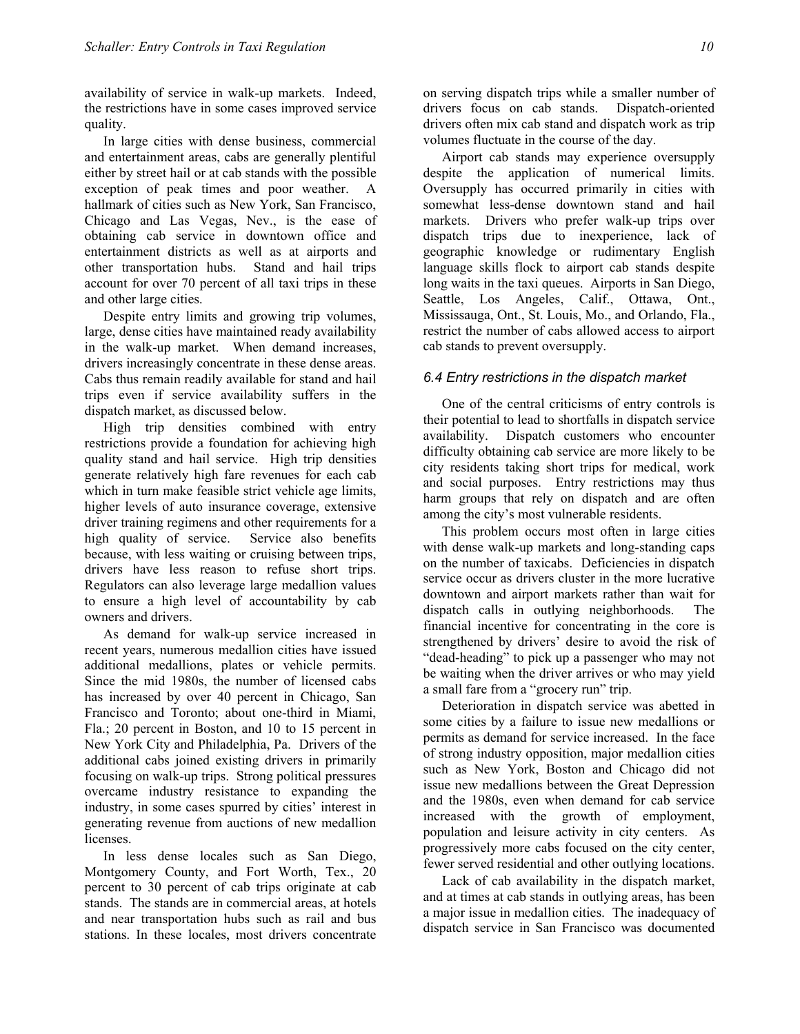availability of service in walk-up markets. Indeed, the restrictions have in some cases improved service quality.

In large cities with dense business, commercial and entertainment areas, cabs are generally plentiful either by street hail or at cab stands with the possible exception of peak times and poor weather. A hallmark of cities such as New York, San Francisco, Chicago and Las Vegas, Nev., is the ease of obtaining cab service in downtown office and entertainment districts as well as at airports and other transportation hubs. Stand and hail trips account for over 70 percent of all taxi trips in these and other large cities.

Despite entry limits and growing trip volumes, large, dense cities have maintained ready availability in the walk-up market. When demand increases, drivers increasingly concentrate in these dense areas. Cabs thus remain readily available for stand and hail trips even if service availability suffers in the dispatch market, as discussed below.

High trip densities combined with entry restrictions provide a foundation for achieving high quality stand and hail service. High trip densities generate relatively high fare revenues for each cab which in turn make feasible strict vehicle age limits, higher levels of auto insurance coverage, extensive driver training regimens and other requirements for a high quality of service. Service also benefits because, with less waiting or cruising between trips, drivers have less reason to refuse short trips. Regulators can also leverage large medallion values to ensure a high level of accountability by cab owners and drivers.

As demand for walk-up service increased in recent years, numerous medallion cities have issued additional medallions, plates or vehicle permits. Since the mid 1980s, the number of licensed cabs has increased by over 40 percent in Chicago, San Francisco and Toronto; about one-third in Miami, Fla.; 20 percent in Boston, and 10 to 15 percent in New York City and Philadelphia, Pa. Drivers of the additional cabs joined existing drivers in primarily focusing on walk-up trips. Strong political pressures overcame industry resistance to expanding the industry, in some cases spurred by cities' interest in generating revenue from auctions of new medallion licenses.

In less dense locales such as San Diego, Montgomery County, and Fort Worth, Tex., 20 percent to 30 percent of cab trips originate at cab stands. The stands are in commercial areas, at hotels and near transportation hubs such as rail and bus stations. In these locales, most drivers concentrate on serving dispatch trips while a smaller number of drivers focus on cab stands. Dispatch-oriented drivers often mix cab stand and dispatch work as trip volumes fluctuate in the course of the day.

Airport cab stands may experience oversupply despite the application of numerical limits. Oversupply has occurred primarily in cities with somewhat less-dense downtown stand and hail markets. Drivers who prefer walk-up trips over dispatch trips due to inexperience, lack of geographic knowledge or rudimentary English language skills flock to airport cab stands despite long waits in the taxi queues. Airports in San Diego, Seattle, Los Angeles, Calif., Ottawa, Ont., Mississauga, Ont., St. Louis, Mo., and Orlando, Fla., restrict the number of cabs allowed access to airport cab stands to prevent oversupply.

### *6.4 Entry restrictions in the dispatch market*

One of the central criticisms of entry controls is their potential to lead to shortfalls in dispatch service availability. Dispatch customers who encounter difficulty obtaining cab service are more likely to be city residents taking short trips for medical, work and social purposes. Entry restrictions may thus harm groups that rely on dispatch and are often among the city's most vulnerable residents.

This problem occurs most often in large cities with dense walk-up markets and long-standing caps on the number of taxicabs. Deficiencies in dispatch service occur as drivers cluster in the more lucrative downtown and airport markets rather than wait for dispatch calls in outlying neighborhoods. The financial incentive for concentrating in the core is strengthened by drivers' desire to avoid the risk of "dead-heading" to pick up a passenger who may not be waiting when the driver arrives or who may yield a small fare from a "grocery run" trip.

Deterioration in dispatch service was abetted in some cities by a failure to issue new medallions or permits as demand for service increased. In the face of strong industry opposition, major medallion cities such as New York, Boston and Chicago did not issue new medallions between the Great Depression and the 1980s, even when demand for cab service increased with the growth of employment, population and leisure activity in city centers. As progressively more cabs focused on the city center, fewer served residential and other outlying locations.

Lack of cab availability in the dispatch market, and at times at cab stands in outlying areas, has been a major issue in medallion cities. The inadequacy of dispatch service in San Francisco was documented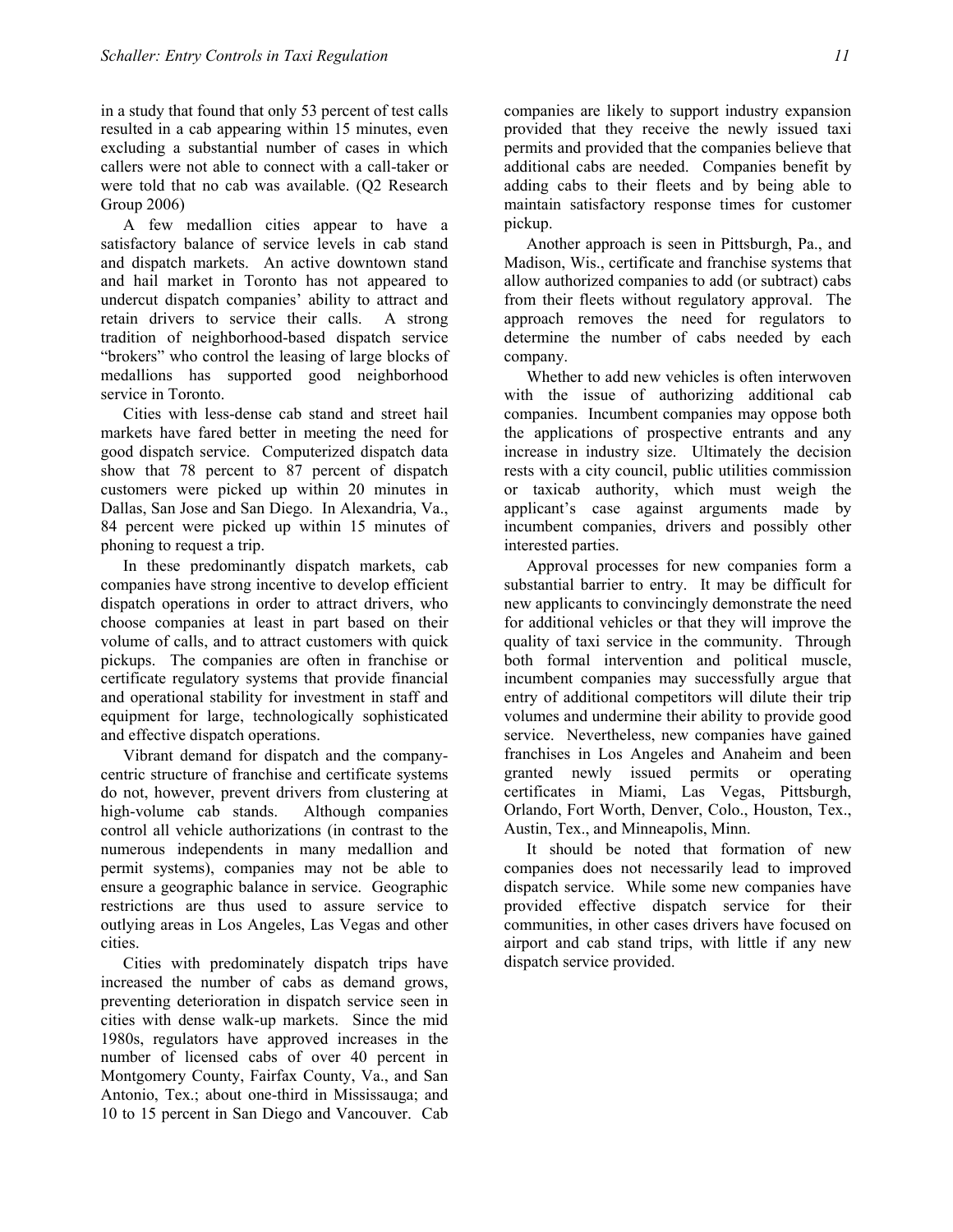in a study that found that only 53 percent of test calls resulted in a cab appearing within 15 minutes, even excluding a substantial number of cases in which callers were not able to connect with a call-taker or were told that no cab was available. (Q2 Research Group 2006)

A few medallion cities appear to have a satisfactory balance of service levels in cab stand and dispatch markets. An active downtown stand and hail market in Toronto has not appeared to undercut dispatch companies' ability to attract and retain drivers to service their calls. A strong tradition of neighborhood-based dispatch service "brokers" who control the leasing of large blocks of medallions has supported good neighborhood service in Toronto.

Cities with less-dense cab stand and street hail markets have fared better in meeting the need for good dispatch service. Computerized dispatch data show that 78 percent to 87 percent of dispatch customers were picked up within 20 minutes in Dallas, San Jose and San Diego. In Alexandria, Va., 84 percent were picked up within 15 minutes of phoning to request a trip.

In these predominantly dispatch markets, cab companies have strong incentive to develop efficient dispatch operations in order to attract drivers, who choose companies at least in part based on their volume of calls, and to attract customers with quick pickups. The companies are often in franchise or certificate regulatory systems that provide financial and operational stability for investment in staff and equipment for large, technologically sophisticated and effective dispatch operations.

Vibrant demand for dispatch and the company-centric structure of franchise and certificate systems do not, however, prevent drivers from clustering at high-volume cab stands. Although companies control all vehicle authorizations (in contrast to the numerous independents in many medallion and permit systems), companies may not be able to ensure a geographic balance in service. Geographic restrictions are thus used to assure service to outlying areas in Los Angeles, Las Vegas and other cities.

Cities with predominately dispatch trips have increased the number of cabs as demand grows, preventing deterioration in dispatch service seen in cities with dense walk-up markets. Since the mid 1980s, regulators have approved increases in the number of licensed cabs of over 40 percent in Montgomery County, Fairfax County, Va., and San Antonio, Tex.; about one-third in Mississauga; and 10 to 15 percent in San Diego and Vancouver. Cab companies are likely to support industry expansion provided that they receive the newly issued taxi permits and provided that the companies believe that additional cabs are needed. Companies benefit by adding cabs to their fleets and by being able to maintain satisfactory response times for customer pickup.

Another approach is seen in Pittsburgh, Pa., and Madison, Wis., certificate and franchise systems that allow authorized companies to add (or subtract) cabs from their fleets without regulatory approval. The approach removes the need for regulators to determine the number of cabs needed by each company.

Whether to add new vehicles is often interwoven with the issue of authorizing additional cab companies. Incumbent companies may oppose both the applications of prospective entrants and any increase in industry size. Ultimately the decision rests with a city council, public utilities commission or taxicab authority, which must weigh the applicant's case against arguments made by incumbent companies, drivers and possibly other interested parties.

Approval processes for new companies form a substantial barrier to entry. It may be difficult for new applicants to convincingly demonstrate the need for additional vehicles or that they will improve the quality of taxi service in the community. Through both formal intervention and political muscle, incumbent companies may successfully argue that entry of additional competitors will dilute their trip volumes and undermine their ability to provide good service. Nevertheless, new companies have gained franchises in Los Angeles and Anaheim and been granted newly issued permits or operating certificates in Miami, Las Vegas, Pittsburgh, Orlando, Fort Worth, Denver, Colo., Houston, Tex., Austin, Tex., and Minneapolis, Minn.

It should be noted that formation of new companies does not necessarily lead to improved dispatch service. While some new companies have provided effective dispatch service for their communities, in other cases drivers have focused on airport and cab stand trips, with little if any new dispatch service provided.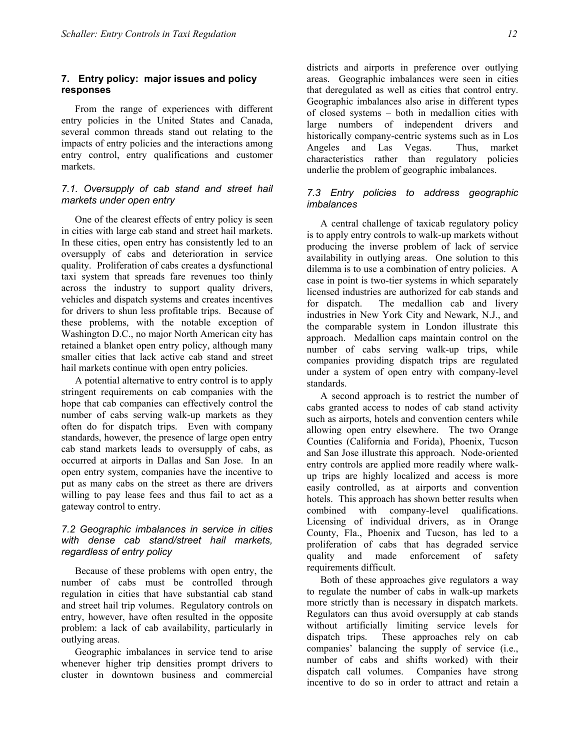## 7. Entry policy: major issues and policy responses

From the range of experiences with different entry policies in the United States and Canada, several common threads stand out relating to the impacts of entry policies and the interactions among entry control, entry qualifications and customer markets.

### *7.1. Oversupply of cab stand and street hail markets under open entry*

One of the clearest effects of entry policy is seen in cities with large cab stand and street hail markets. In these cities, open entry has consistently led to an oversupply of cabs and deterioration in service quality. Proliferation of cabs creates a dysfunctional taxi system that spreads fare revenues too thinly across the industry to support quality drivers, vehicles and dispatch systems and creates incentives for drivers to shun less profitable trips. Because of these problems, with the notable exception of Washington D.C., no major North American city has retained a blanket open entry policy, although many smaller cities that lack active cab stand and street hail markets continue with open entry policies.

A potential alternative to entry control is to apply stringent requirements on cab companies with the hope that cab companies can effectively control the number of cabs serving walk-up markets as they often do for dispatch trips. Even with company standards, however, the presence of large open entry cab stand markets leads to oversupply of cabs, as occurred at airports in Dallas and San Jose. In an open entry system, companies have the incentive to put as many cabs on the street as there are drivers willing to pay lease fees and thus fail to act as a gateway control to entry.

### *7.2 Geographic imbalances in service in cities with dense cab stand/street hail markets, regardless of entry policy*

Because of these problems with open entry, the number of cabs must be controlled through regulation in cities that have substantial cab stand and street hail trip volumes. Regulatory controls on entry, however, have often resulted in the opposite problem: a lack of cab availability, particularly in outlying areas.

Geographic imbalances in service tend to arise whenever higher trip densities prompt drivers to cluster in downtown business and commercial districts and airports in preference over outlying areas. Geographic imbalances were seen in cities that deregulated as well as cities that control entry. Geographic imbalances also arise in different types of closed systems – both in medallion cities with large numbers of independent drivers and historically company-centric systems such as in Los Angeles and Las Vegas. Thus, market characteristics rather than regulatory policies underlie the problem of geographic imbalances.

### *7.3 Entry policies to address geographic imbalances*

A central challenge of taxicab regulatory policy is to apply entry controls to walk-up markets without producing the inverse problem of lack of service availability in outlying areas. One solution to this dilemma is to use a combination of entry policies. A case in point is two-tier systems in which separately licensed industries are authorized for cab stands and for dispatch. The medallion cab and livery industries in New York City and Newark, N.J., and the comparable system in London illustrate this approach. Medallion caps maintain control on the number of cabs serving walk-up trips, while companies providing dispatch trips are regulated under a system of open entry with company-level standards.

A second approach is to restrict the number of cabs granted access to nodes of cab stand activity such as airports, hotels and convention centers while allowing open entry elsewhere. The two Orange Counties (California and Forida), Phoenix, Tucson and San Jose illustrate this approach. Node-oriented entry controls are applied more readily where walk-up trips are highly localized and access is more easily controlled, as at airports and convention hotels. This approach has shown better results when combined with company-level qualifications. Licensing of individual drivers, as in Orange County, Fla., Phoenix and Tucson, has led to a proliferation of cabs that has degraded service quality and made enforcement of safety requirements difficult.

Both of these approaches give regulators a way to regulate the number of cabs in walk-up markets more strictly than is necessary in dispatch markets. Regulators can thus avoid oversupply at cab stands without artificially limiting service levels for dispatch trips. These approaches rely on cab companies' balancing the supply of service (i.e., number of cabs and shifts worked) with their dispatch call volumes. Companies have strong incentive to do so in order to attract and retain a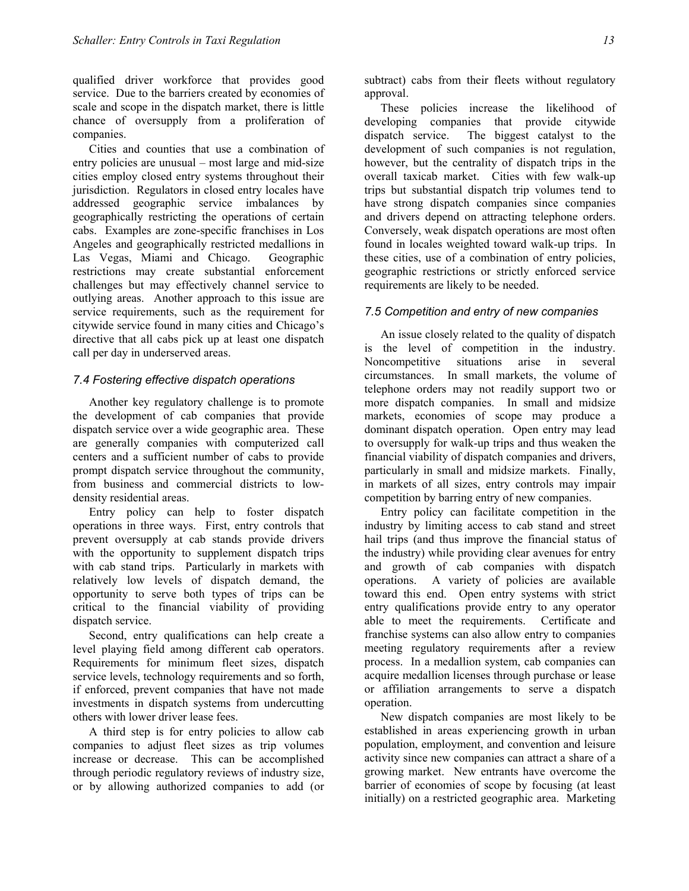qualified driver workforce that provides good service. Due to the barriers created by economies of scale and scope in the dispatch market, there is little chance of oversupply from a proliferation of companies.

Cities and counties that use a combination of entry policies are unusual – most large and mid-size cities employ closed entry systems throughout their jurisdiction. Regulators in closed entry locales have addressed geographic service imbalances by geographically restricting the operations of certain cabs. Examples are zone-specific franchises in Los Angeles and geographically restricted medallions in Las Vegas, Miami and Chicago. Geographic restrictions may create substantial enforcement challenges but may effectively channel service to outlying areas. Another approach to this issue are service requirements, such as the requirement for citywide service found in many cities and Chicago's directive that all cabs pick up at least one dispatch call per day in underserved areas.

### *7.4 Fostering effective dispatch operations*

Another key regulatory challenge is to promote the development of cab companies that provide dispatch service over a wide geographic area. These are generally companies with computerized call centers and a sufficient number of cabs to provide prompt dispatch service throughout the community, from business and commercial districts to low-density residential areas.

Entry policy can help to foster dispatch operations in three ways. First, entry controls that prevent oversupply at cab stands provide drivers with the opportunity to supplement dispatch trips with cab stand trips. Particularly in markets with relatively low levels of dispatch demand, the opportunity to serve both types of trips can be critical to the financial viability of providing dispatch service.

Second, entry qualifications can help create a level playing field among different cab operators. Requirements for minimum fleet sizes, dispatch service levels, technology requirements and so forth, if enforced, prevent companies that have not made investments in dispatch systems from undercutting others with lower driver lease fees.

A third step is for entry policies to allow cab companies to adjust fleet sizes as trip volumes increase or decrease. This can be accomplished through periodic regulatory reviews of industry size, or by allowing authorized companies to add (or subtract) cabs from their fleets without regulatory approval.

These policies increase the likelihood of developing companies that provide citywide dispatch service. The biggest catalyst to the development of such companies is not regulation, however, but the centrality of dispatch trips in the overall taxicab market. Cities with few walk-up trips but substantial dispatch trip volumes tend to have strong dispatch companies since companies and drivers depend on attracting telephone orders. Conversely, weak dispatch operations are most often found in locales weighted toward walk-up trips. In these cities, use of a combination of entry policies, geographic restrictions or strictly enforced service requirements are likely to be needed.

### *7.5 Competition and entry of new companies*

An issue closely related to the quality of dispatch is the level of competition in the industry. Noncompetitive situations arise in several circumstances. In small markets, the volume of telephone orders may not readily support two or more dispatch companies. In small and midsize markets, economies of scope may produce a dominant dispatch operation. Open entry may lead to oversupply for walk-up trips and thus weaken the financial viability of dispatch companies and drivers, particularly in small and midsize markets. Finally, in markets of all sizes, entry controls may impair competition by barring entry of new companies.

Entry policy can facilitate competition in the industry by limiting access to cab stand and street hail trips (and thus improve the financial status of the industry) while providing clear avenues for entry and growth of cab companies with dispatch operations. A variety of policies are available toward this end. Open entry systems with strict entry qualifications provide entry to any operator able to meet the requirements. Certificate and franchise systems can also allow entry to companies meeting regulatory requirements after a review process. In a medallion system, cab companies can acquire medallion licenses through purchase or lease or affiliation arrangements to serve a dispatch operation.

New dispatch companies are most likely to be established in areas experiencing growth in urban population, employment, and convention and leisure activity since new companies can attract a share of a growing market. New entrants have overcome the barrier of economies of scope by focusing (at least initially) on a restricted geographic area. Marketing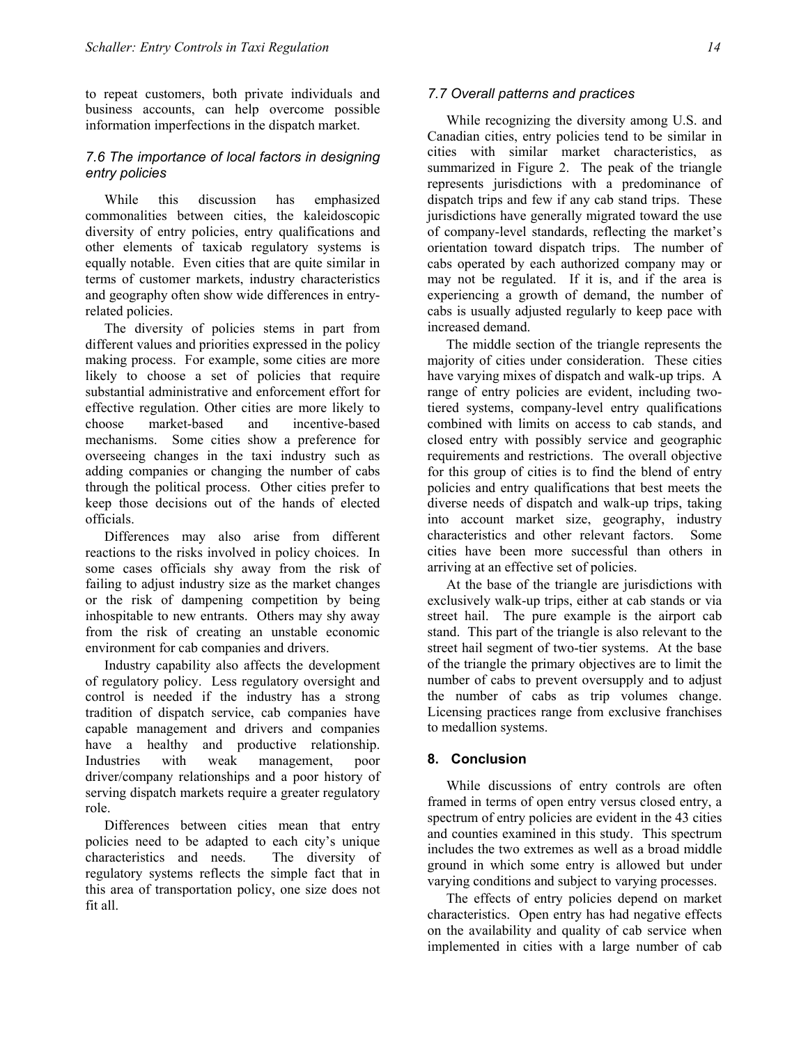to repeat customers, both private individuals and business accounts, can help overcome possible information imperfections in the dispatch market.

### *7.6 The importance of local factors in designing entry policies*

While this discussion has emphasized commonalities between cities, the kaleidoscopic diversity of entry policies, entry qualifications and other elements of taxicab regulatory systems is equally notable. Even cities that are quite similar in terms of customer markets, industry characteristics and geography often show wide differences in entry-related policies.

The diversity of policies stems in part from different values and priorities expressed in the policy making process. For example, some cities are more likely to choose a set of policies that require substantial administrative and enforcement effort for effective regulation. Other cities are more likely to choose market-based and incentive-based mechanisms. Some cities show a preference for overseeing changes in the taxi industry such as adding companies or changing the number of cabs through the political process. Other cities prefer to keep those decisions out of the hands of elected officials.

Differences may also arise from different reactions to the risks involved in policy choices. In some cases officials shy away from the risk of failing to adjust industry size as the market changes or the risk of dampening competition by being inhospitable to new entrants. Others may shy away from the risk of creating an unstable economic environment for cab companies and drivers.

Industry capability also affects the development of regulatory policy. Less regulatory oversight and control is needed if the industry has a strong tradition of dispatch service, cab companies have capable management and drivers and companies have a healthy and productive relationship. Industries with weak management, poor driver/company relationships and a poor history of serving dispatch markets require a greater regulatory role.

Differences between cities mean that entry policies need to be adapted to each city's unique characteristics and needs. The diversity of regulatory systems reflects the simple fact that in this area of transportation policy, one size does not fit all.

### *7.7 Overall patterns and practices*

While recognizing the diversity among U.S. and Canadian cities, entry policies tend to be similar in cities with similar market characteristics, as summarized in Figure 2. The peak of the triangle represents jurisdictions with a predominance of dispatch trips and few if any cab stand trips. These jurisdictions have generally migrated toward the use of company-level standards, reflecting the market's orientation toward dispatch trips. The number of cabs operated by each authorized company may or may not be regulated. If it is, and if the area is experiencing a growth of demand, the number of cabs is usually adjusted regularly to keep pace with increased demand.

The middle section of the triangle represents the majority of cities under consideration. These cities have varying mixes of dispatch and walk-up trips. A range of entry policies are evident, including two-tiered systems, company-level entry qualifications combined with limits on access to cab stands, and closed entry with possibly service and geographic requirements and restrictions. The overall objective for this group of cities is to find the blend of entry policies and entry qualifications that best meets the diverse needs of dispatch and walk-up trips, taking into account market size, geography, industry characteristics and other relevant factors. Some cities have been more successful than others in arriving at an effective set of policies.

At the base of the triangle are jurisdictions with exclusively walk-up trips, either at cab stands or via street hail. The pure example is the airport cab stand. This part of the triangle is also relevant to the street hail segment of two-tier systems. At the base of the triangle the primary objectives are to limit the number of cabs to prevent oversupply and to adjust the number of cabs as trip volumes change. Licensing practices range from exclusive franchises to medallion systems.

## 8. Conclusion

While discussions of entry controls are often framed in terms of open entry versus closed entry, a spectrum of entry policies are evident in the 43 cities and counties examined in this study. This spectrum includes the two extremes as well as a broad middle ground in which some entry is allowed but under varying conditions and subject to varying processes.

The effects of entry policies depend on market characteristics. Open entry has had negative effects on the availability and quality of cab service when implemented in cities with a large number of cab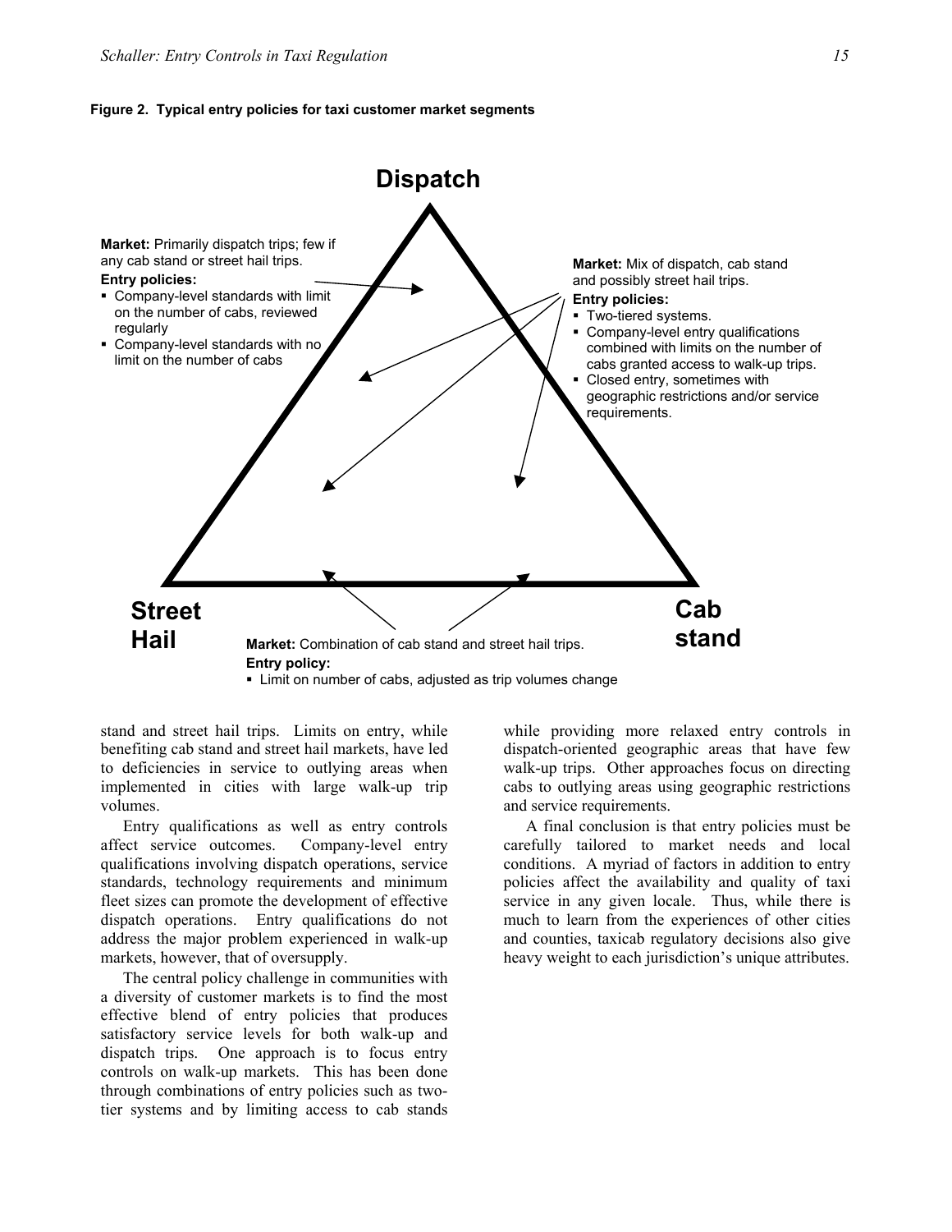**Figure 2. Typical entry policies for taxi customer market segments**

**Dispatch**

**Market:** Primarily dispatch trips; few if any cab stand or street hail trips.
**Entry policies:**
- Company-level standards with limit on the number of cabs, reviewed regularly
- Company-level standards with no limit on the number of cabs

**Market:** Mix of dispatch, cab stand and possibly street hail trips.
**Entry policies:**
- Two-tiered systems.
- Company-level entry qualifications combined with limits on the number of cabs granted access to walk-up trips.
- Closed entry, sometimes with geographic restrictions and/or service requirements.

**Street Hail**

**Cab stand**

**Market:** Combination of cab stand and street hail trips.
**Entry policy:**
- Limit on number of cabs, adjusted as trip volumes change

stand and street hail trips. Limits on entry, while benefiting cab stand and street hail markets, have led to deficiencies in service to outlying areas when implemented in cities with large walk-up trip volumes.

Entry qualifications as well as entry controls affect service outcomes. Company-level entry qualifications involving dispatch operations, service standards, technology requirements and minimum fleet sizes can promote the development of effective dispatch operations. Entry qualifications do not address the major problem experienced in walk-up markets, however, that of oversupply.

The central policy challenge in communities with a diversity of customer markets is to find the most effective blend of entry policies that produces satisfactory service levels for both walk-up and dispatch trips. One approach is to focus entry controls on walk-up markets. This has been done through combinations of entry policies such as two-tier systems and by limiting access to cab stands while providing more relaxed entry controls in dispatch-oriented geographic areas that have few walk-up trips. Other approaches focus on directing cabs to outlying areas using geographic restrictions and service requirements.

A final conclusion is that entry policies must be carefully tailored to market needs and local conditions. A myriad of factors in addition to entry policies affect the availability and quality of taxi service in any given locale. Thus, while there is much to learn from the experiences of other cities and counties, taxicab regulatory decisions also give heavy weight to each jurisdiction's unique attributes.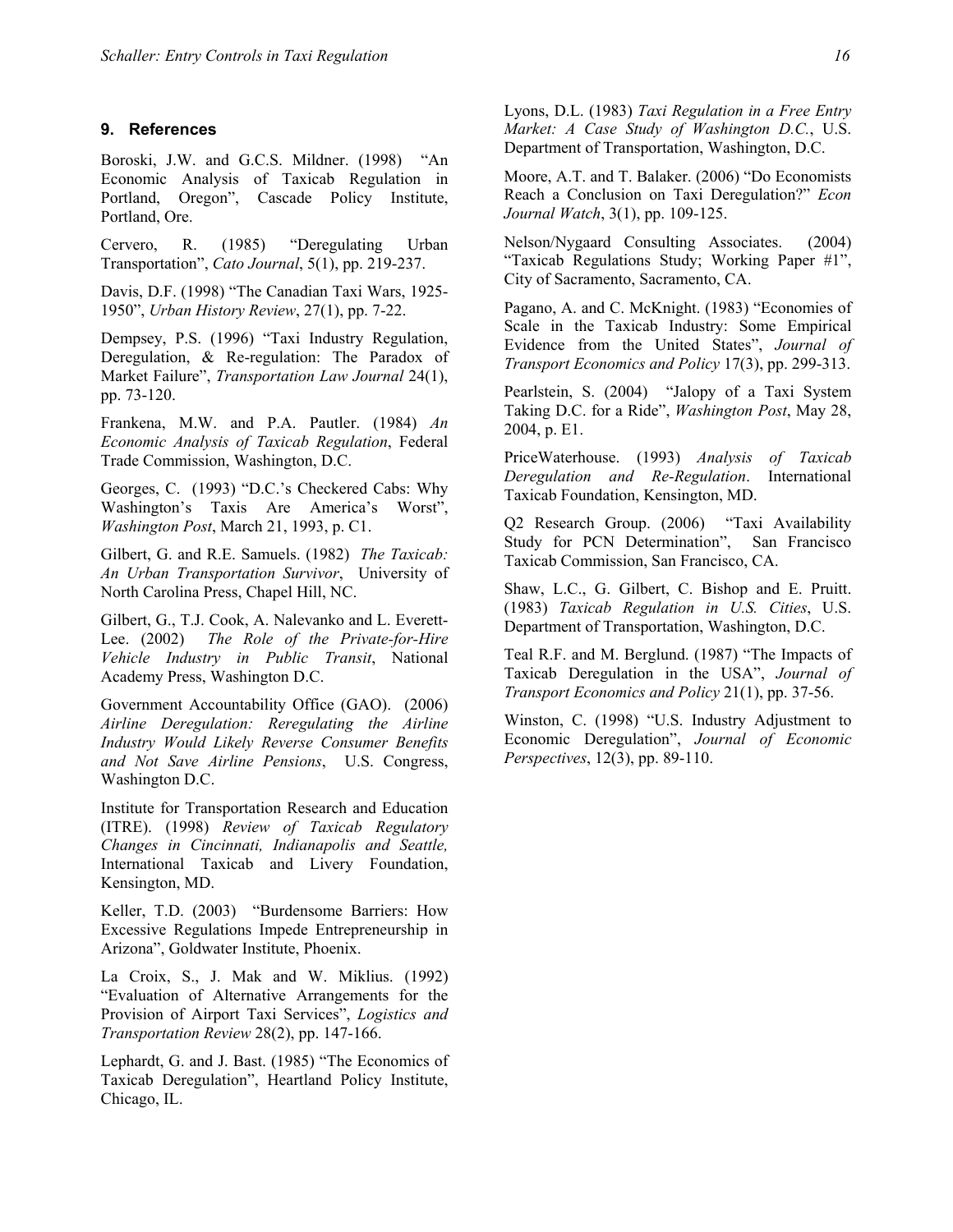## 9. References

Boroski, J.W. and G.C.S. Mildner. (1998) "An Economic Analysis of Taxicab Regulation in Portland, Oregon", Cascade Policy Institute, Portland, Ore.

Cervero, R. (1985) "Deregulating Urban Transportation", *Cato Journal*, 5(1), pp. 219-237.

Davis, D.F. (1998) "The Canadian Taxi Wars, 1925-1950", *Urban History Review*, 27(1), pp. 7-22.

Dempsey, P.S. (1996) "Taxi Industry Regulation, Deregulation, & Re-regulation: The Paradox of Market Failure", *Transportation Law Journal* 24(1), pp. 73-120.

Frankena, M.W. and P.A. Pautler. (1984) *An Economic Analysis of Taxicab Regulation*, Federal Trade Commission, Washington, D.C.

Georges, C. (1993) "D.C.'s Checkered Cabs: Why Washington's Taxis Are America's Worst", *Washington Post*, March 21, 1993, p. C1.

Gilbert, G. and R.E. Samuels. (1982) *The Taxicab: An Urban Transportation Survivor*, University of North Carolina Press, Chapel Hill, NC.

Gilbert, G., T.J. Cook, A. Nalevanko and L. Everett-Lee. (2002) *The Role of the Private-for-Hire Vehicle Industry in Public Transit*, National Academy Press, Washington D.C.

Government Accountability Office (GAO). (2006) *Airline Deregulation: Reregulating the Airline Industry Would Likely Reverse Consumer Benefits and Not Save Airline Pensions*, U.S. Congress, Washington D.C.

Institute for Transportation Research and Education (ITRE). (1998) *Review of Taxicab Regulatory Changes in Cincinnati, Indianapolis and Seattle,* International Taxicab and Livery Foundation, Kensington, MD.

Keller, T.D. (2003) "Burdensome Barriers: How Excessive Regulations Impede Entrepreneurship in Arizona", Goldwater Institute, Phoenix.

La Croix, S., J. Mak and W. Miklius. (1992) "Evaluation of Alternative Arrangements for the Provision of Airport Taxi Services", *Logistics and Transportation Review* 28(2), pp. 147-166.

Lephardt, G. and J. Bast. (1985) "The Economics of Taxicab Deregulation", Heartland Policy Institute, Chicago, IL.

Lyons, D.L. (1983) *Taxi Regulation in a Free Entry Market: A Case Study of Washington D.C.*, U.S. Department of Transportation, Washington, D.C.

Moore, A.T. and T. Balaker. (2006) "Do Economists Reach a Conclusion on Taxi Deregulation?" *Econ Journal Watch*, 3(1), pp. 109-125.

Nelson/Nygaard Consulting Associates. (2004) "Taxicab Regulations Study; Working Paper #1", City of Sacramento, Sacramento, CA.

Pagano, A. and C. McKnight. (1983) "Economies of Scale in the Taxicab Industry: Some Empirical Evidence from the United States", *Journal of Transport Economics and Policy* 17(3), pp. 299-313.

Pearlstein, S. (2004) "Jalopy of a Taxi System Taking D.C. for a Ride", *Washington Post*, May 28, 2004, p. E1.

PriceWaterhouse. (1993) *Analysis of Taxicab Deregulation and Re-Regulation*. International Taxicab Foundation, Kensington, MD.

Q2 Research Group. (2006) "Taxi Availability Study for PCN Determination", San Francisco Taxicab Commission, San Francisco, CA.

Shaw, L.C., G. Gilbert, C. Bishop and E. Pruitt. (1983) *Taxicab Regulation in U.S. Cities*, U.S. Department of Transportation, Washington, D.C.

Teal R.F. and M. Berglund. (1987) "The Impacts of Taxicab Deregulation in the USA", *Journal of Transport Economics and Policy* 21(1), pp. 37-56.

Winston, C. (1998) "U.S. Industry Adjustment to Economic Deregulation", *Journal of Economic Perspectives*, 12(3), pp. 89-110.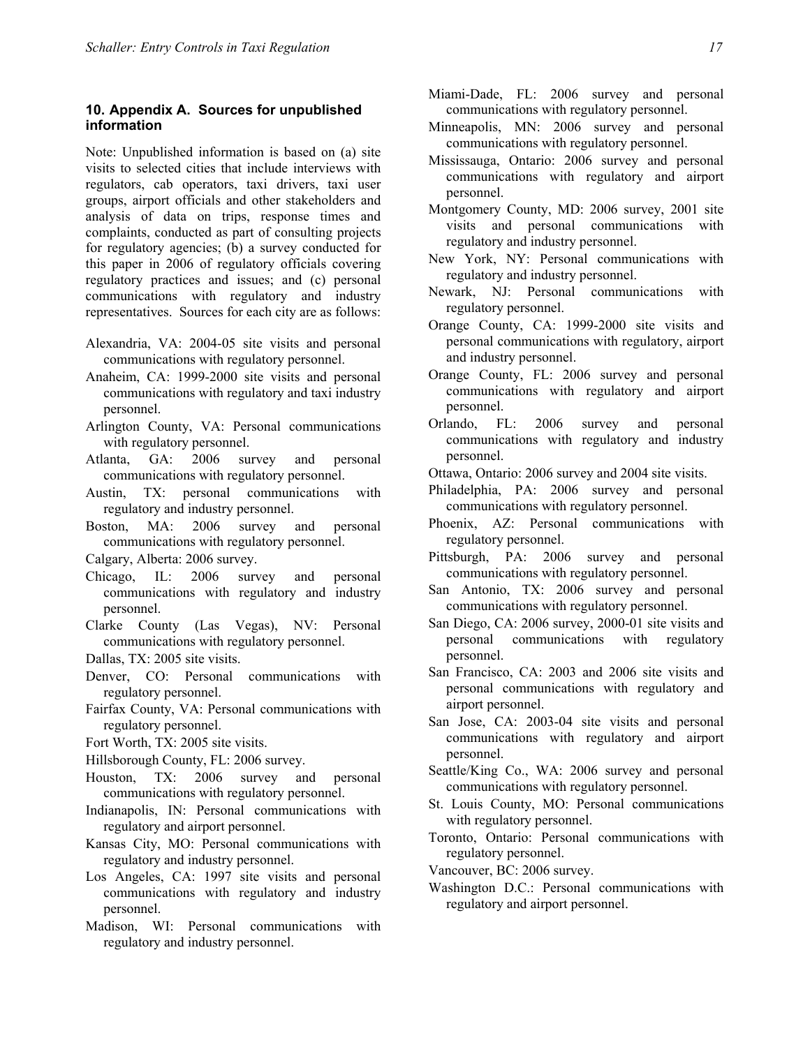## 10. Appendix A. Sources for unpublished information

Note: Unpublished information is based on (a) site visits to selected cities that include interviews with regulators, cab operators, taxi drivers, taxi user groups, airport officials and other stakeholders and analysis of data on trips, response times and complaints, conducted as part of consulting projects for regulatory agencies; (b) a survey conducted for this paper in 2006 of regulatory officials covering regulatory practices and issues; and (c) personal communications with regulatory and industry representatives. Sources for each city are as follows:

Alexandria, VA: 2004-05 site visits and personal communications with regulatory personnel.

Anaheim, CA: 1999-2000 site visits and personal communications with regulatory and taxi industry personnel.

Arlington County, VA: Personal communications with regulatory personnel.

Atlanta, GA: 2006 survey and personal communications with regulatory personnel.

Austin, TX: personal communications with regulatory and industry personnel.

Boston, MA: 2006 survey and personal communications with regulatory personnel.

Calgary, Alberta: 2006 survey.

Chicago, IL: 2006 survey and personal communications with regulatory and industry personnel.

Clarke County (Las Vegas), NV: Personal communications with regulatory personnel.

Dallas, TX: 2005 site visits.

Denver, CO: Personal communications with regulatory personnel.

Fairfax County, VA: Personal communications with regulatory personnel.

Fort Worth, TX: 2005 site visits.

Hillsborough County, FL: 2006 survey.

Houston, TX: 2006 survey and personal communications with regulatory personnel.

Indianapolis, IN: Personal communications with regulatory and airport personnel.

Kansas City, MO: Personal communications with regulatory and industry personnel.

Los Angeles, CA: 1997 site visits and personal communications with regulatory and industry personnel.

Madison, WI: Personal communications with regulatory and industry personnel.

Miami-Dade, FL: 2006 survey and personal communications with regulatory personnel.

Minneapolis, MN: 2006 survey and personal communications with regulatory personnel.

Mississauga, Ontario: 2006 survey and personal communications with regulatory and airport personnel.

Montgomery County, MD: 2006 survey, 2001 site visits and personal communications with regulatory and industry personnel.

New York, NY: Personal communications with regulatory and industry personnel.

Newark, NJ: Personal communications with regulatory personnel.

Orange County, CA: 1999-2000 site visits and personal communications with regulatory, airport and industry personnel.

Orange County, FL: 2006 survey and personal communications with regulatory and airport personnel.

Orlando, FL: 2006 survey and personal communications with regulatory and industry personnel.

Ottawa, Ontario: 2006 survey and 2004 site visits.

Philadelphia, PA: 2006 survey and personal communications with regulatory personnel.

Phoenix, AZ: Personal communications with regulatory personnel.

Pittsburgh, PA: 2006 survey and personal communications with regulatory personnel.

San Antonio, TX: 2006 survey and personal communications with regulatory personnel.

San Diego, CA: 2006 survey, 2000-01 site visits and personal communications with regulatory personnel.

San Francisco, CA: 2003 and 2006 site visits and personal communications with regulatory and airport personnel.

San Jose, CA: 2003-04 site visits and personal communications with regulatory and airport personnel.

Seattle/King Co., WA: 2006 survey and personal communications with regulatory personnel.

St. Louis County, MO: Personal communications with regulatory personnel.

Toronto, Ontario: Personal communications with regulatory personnel.

Vancouver, BC: 2006 survey.

Washington D.C.: Personal communications with regulatory and airport personnel.